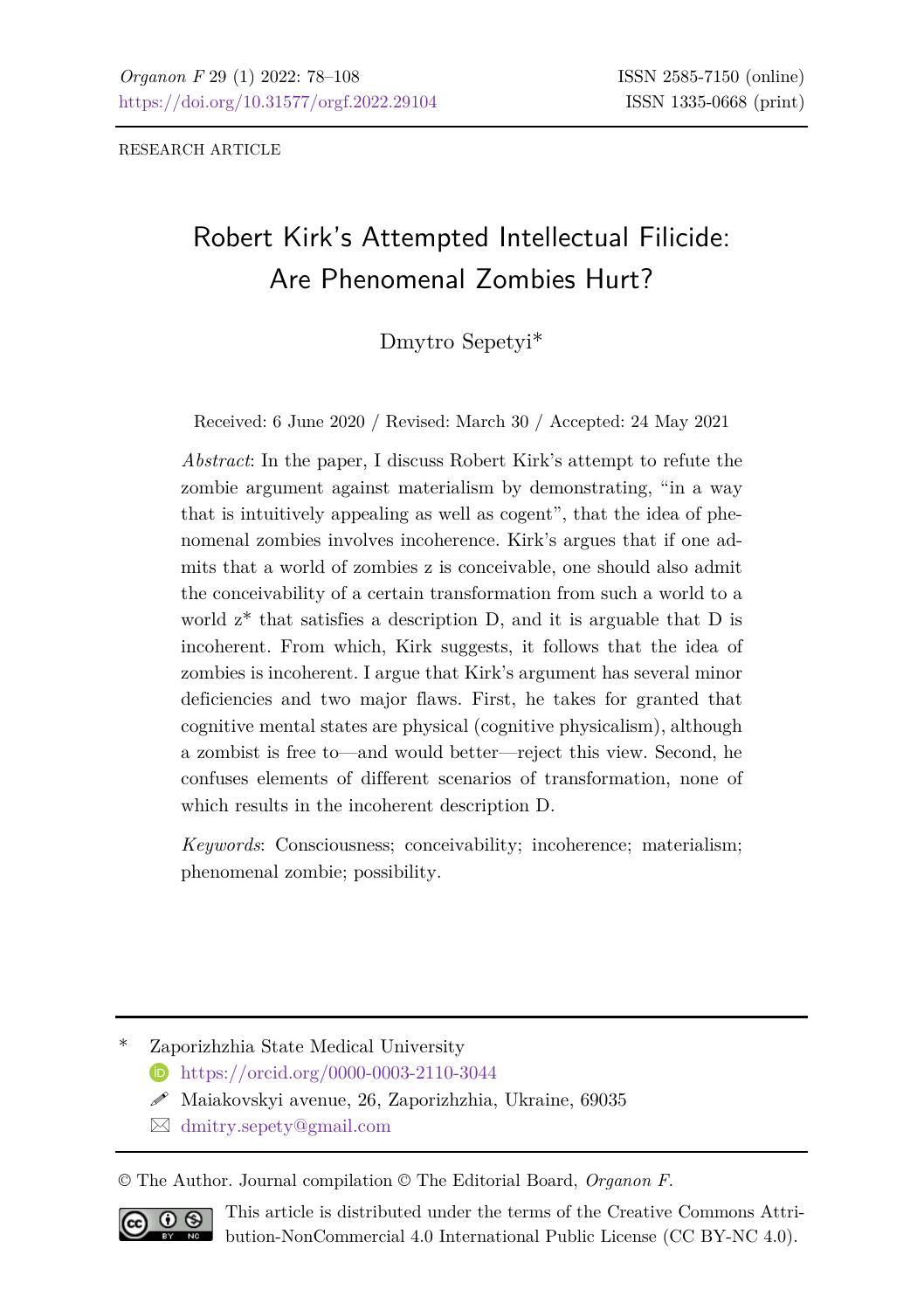RESEARCH ARTICLE

# Robert Kirk's Attempted Intellectual Filicide: Are Phenomenal Zombies Hurt?

Dmytro Sepetyi*

Received: 6 June 2020 / Revised: March 30 / Accepted: 24 May 2021

*Abstract*: In the paper, I discuss Robert Kirk's attempt to refute the zombie argument against materialism by demonstrating, "in a way that is intuitively appealing as well as cogent", that the idea of phenomenal zombies involves incoherence. Kirk's argues that if one admits that a world of zombies z is conceivable, one should also admit the conceivability of a certain transformation from such a world to a world z* that satisfies a description D, and it is arguable that D is incoherent. From which, Kirk suggests, it follows that the idea of zombies is incoherent. I argue that Kirk's argument has several minor deficiencies and two major flaws. First, he takes for granted that cognitive mental states are physical (cognitive physicalism), although a zombist is free to—and would better—reject this view. Second, he confuses elements of different scenarios of transformation, none of which results in the incoherent description D.

*Keywords*: Consciousness; conceivability; incoherence; materialism; phenomenal zombie; possibility.

---

\* Zaporizhzhia State Medical University
https://orcid.org/0000-0003-2110-3044
Maiakovskyi avenue, 26, Zaporizhzhia, Ukraine, 69035
dmitry.sepety@gmail.com

© The Author. Journal compilation © The Editorial Board, *Organon F*.

This article is distributed under the terms of the Creative Commons Attribution-NonCommercial 4.0 International Public License (CC BY-NC 4.0).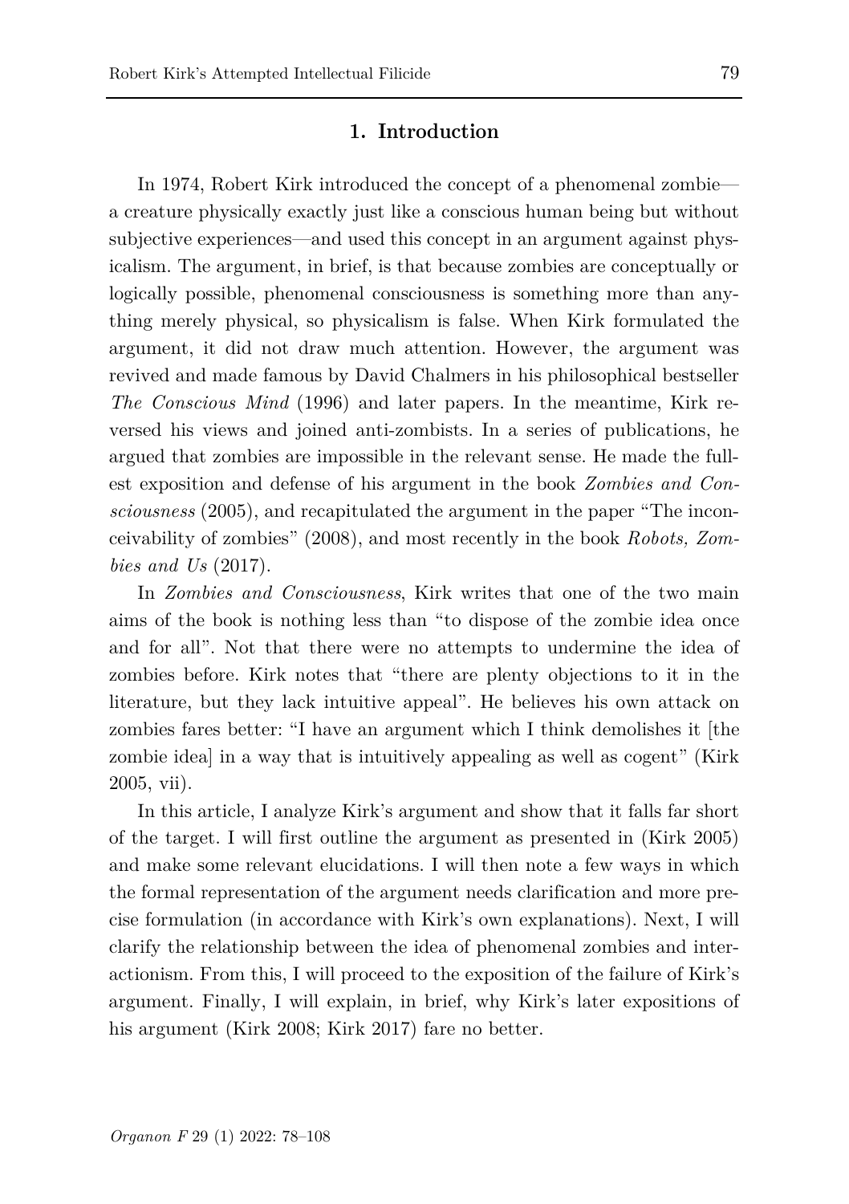## 1. Introduction

In 1974, Robert Kirk introduced the concept of a phenomenal zombie—a creature physically exactly just like a conscious human being but without subjective experiences—and used this concept in an argument against physicalism. The argument, in brief, is that because zombies are conceptually or logically possible, phenomenal consciousness is something more than anything merely physical, so physicalism is false. When Kirk formulated the argument, it did not draw much attention. However, the argument was revived and made famous by David Chalmers in his philosophical bestseller *The Conscious Mind* (1996) and later papers. In the meantime, Kirk reversed his views and joined anti-zombists. In a series of publications, he argued that zombies are impossible in the relevant sense. He made the fullest exposition and defense of his argument in the book *Zombies and Consciousness* (2005), and recapitulated the argument in the paper "The inconceivability of zombies" (2008), and most recently in the book *Robots, Zombies and Us* (2017).

In *Zombies and Consciousness*, Kirk writes that one of the two main aims of the book is nothing less than "to dispose of the zombie idea once and for all". Not that there were no attempts to undermine the idea of zombies before. Kirk notes that "there are plenty objections to it in the literature, but they lack intuitive appeal". He believes his own attack on zombies fares better: "I have an argument which I think demolishes it [the zombie idea] in a way that is intuitively appealing as well as cogent" (Kirk 2005, vii).

In this article, I analyze Kirk's argument and show that it falls far short of the target. I will first outline the argument as presented in (Kirk 2005) and make some relevant elucidations. I will then note a few ways in which the formal representation of the argument needs clarification and more precise formulation (in accordance with Kirk's own explanations). Next, I will clarify the relationship between the idea of phenomenal zombies and interactionism. From this, I will proceed to the exposition of the failure of Kirk's argument. Finally, I will explain, in brief, why Kirk's later expositions of his argument (Kirk 2008; Kirk 2017) fare no better.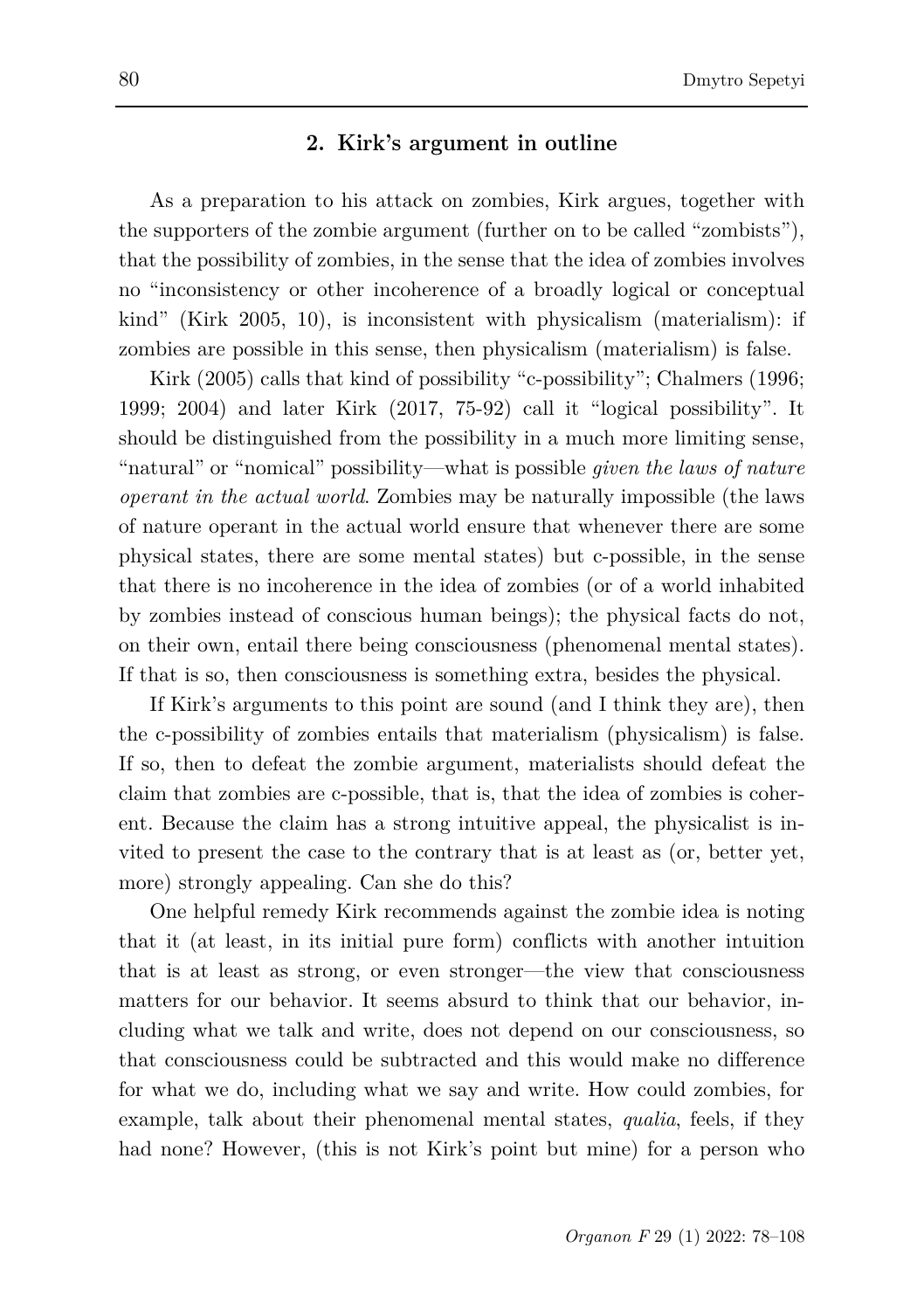## 2. Kirk's argument in outline

As a preparation to his attack on zombies, Kirk argues, together with the supporters of the zombie argument (further on to be called "zombists"), that the possibility of zombies, in the sense that the idea of zombies involves no "inconsistency or other incoherence of a broadly logical or conceptual kind" (Kirk 2005, 10), is inconsistent with physicalism (materialism): if zombies are possible in this sense, then physicalism (materialism) is false.

Kirk (2005) calls that kind of possibility "c-possibility"; Chalmers (1996; 1999; 2004) and later Kirk (2017, 75-92) call it "logical possibility". It should be distinguished from the possibility in a much more limiting sense, "natural" or "nomical" possibility—what is possible *given the laws of nature operant in the actual world*. Zombies may be naturally impossible (the laws of nature operant in the actual world ensure that whenever there are some physical states, there are some mental states) but c-possible, in the sense that there is no incoherence in the idea of zombies (or of a world inhabited by zombies instead of conscious human beings); the physical facts do not, on their own, entail there being consciousness (phenomenal mental states). If that is so, then consciousness is something extra, besides the physical.

If Kirk's arguments to this point are sound (and I think they are), then the c-possibility of zombies entails that materialism (physicalism) is false. If so, then to defeat the zombie argument, materialists should defeat the claim that zombies are c-possible, that is, that the idea of zombies is coherent. Because the claim has a strong intuitive appeal, the physicalist is invited to present the case to the contrary that is at least as (or, better yet, more) strongly appealing. Can she do this?

One helpful remedy Kirk recommends against the zombie idea is noting that it (at least, in its initial pure form) conflicts with another intuition that is at least as strong, or even stronger—the view that consciousness matters for our behavior. It seems absurd to think that our behavior, including what we talk and write, does not depend on our consciousness, so that consciousness could be subtracted and this would make no difference for what we do, including what we say and write. How could zombies, for example, talk about their phenomenal mental states, *qualia*, feels, if they had none? However, (this is not Kirk's point but mine) for a person who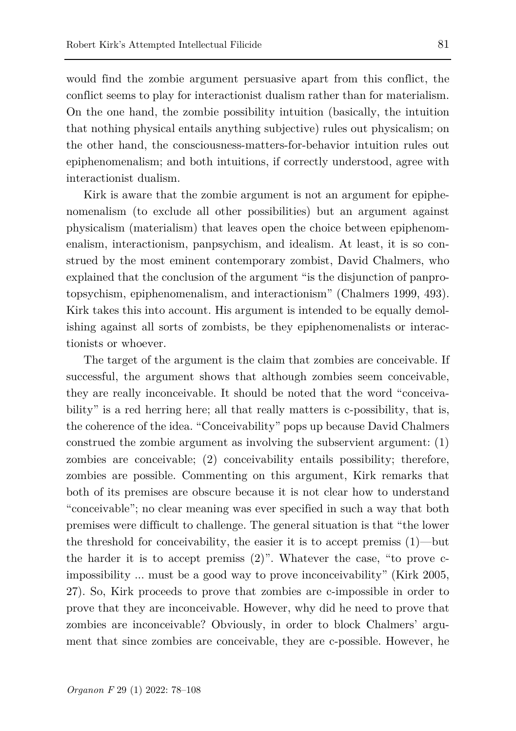would find the zombie argument persuasive apart from this conflict, the conflict seems to play for interactionist dualism rather than for materialism. On the one hand, the zombie possibility intuition (basically, the intuition that nothing physical entails anything subjective) rules out physicalism; on the other hand, the consciousness-matters-for-behavior intuition rules out epiphenomenalism; and both intuitions, if correctly understood, agree with interactionist dualism.

Kirk is aware that the zombie argument is not an argument for epiphenomenalism (to exclude all other possibilities) but an argument against physicalism (materialism) that leaves open the choice between epiphenomenalism, interactionism, panpsychism, and idealism. At least, it is so construed by the most eminent contemporary zombist, David Chalmers, who explained that the conclusion of the argument "is the disjunction of panprotopsychism, epiphenomenalism, and interactionism" (Chalmers 1999, 493). Kirk takes this into account. His argument is intended to be equally demolishing against all sorts of zombists, be they epiphenomenalists or interactionists or whoever.

The target of the argument is the claim that zombies are conceivable. If successful, the argument shows that although zombies seem conceivable, they are really inconceivable. It should be noted that the word "conceivability" is a red herring here; all that really matters is c-possibility, that is, the coherence of the idea. "Conceivability" pops up because David Chalmers construed the zombie argument as involving the subservient argument: (1) zombies are conceivable; (2) conceivability entails possibility; therefore, zombies are possible. Commenting on this argument, Kirk remarks that both of its premises are obscure because it is not clear how to understand "conceivable"; no clear meaning was ever specified in such a way that both premises were difficult to challenge. The general situation is that "the lower the threshold for conceivability, the easier it is to accept premiss (1)—but the harder it is to accept premiss (2)". Whatever the case, "to prove c-impossibility ... must be a good way to prove inconceivability" (Kirk 2005, 27). So, Kirk proceeds to prove that zombies are c-impossible in order to prove that they are inconceivable. However, why did he need to prove that zombies are inconceivable? Obviously, in order to block Chalmers' argument that since zombies are conceivable, they are c-possible. However, he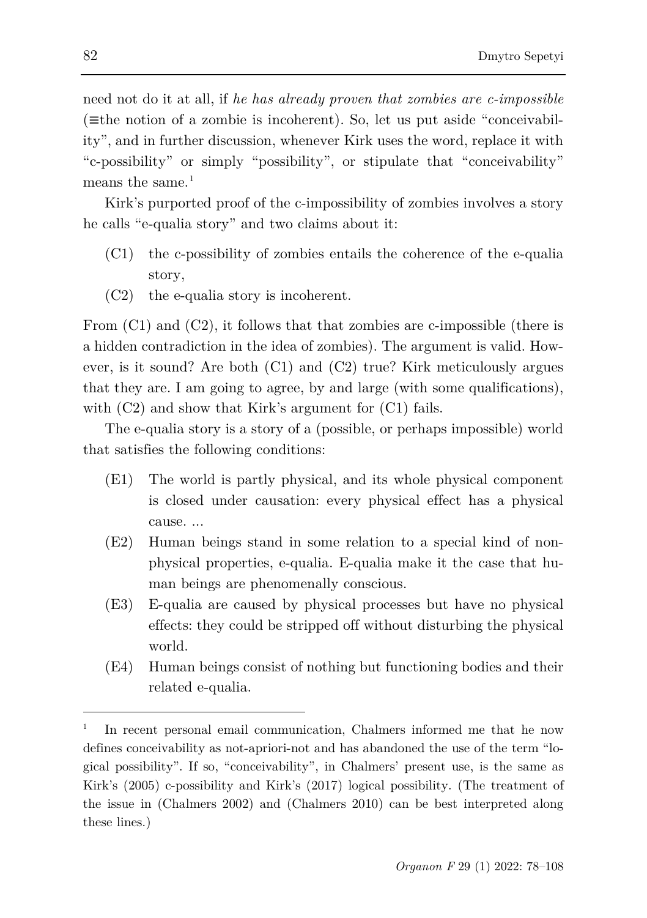need not do it at all, if *he has already proven that zombies are c-impossible* (≡the notion of a zombie is incoherent). So, let us put aside "conceivability", and in further discussion, whenever Kirk uses the word, replace it with "c-possibility" or simply "possibility", or stipulate that "conceivability" means the same.[1]

Kirk's purported proof of the c-impossibility of zombies involves a story he calls "e-qualia story" and two claims about it:

(C1) the c-possibility of zombies entails the coherence of the e-qualia story,

(C2) the e-qualia story is incoherent.

From (C1) and (C2), it follows that that zombies are c-impossible (there is a hidden contradiction in the idea of zombies). The argument is valid. However, is it sound? Are both (C1) and (C2) true? Kirk meticulously argues that they are. I am going to agree, by and large (with some qualifications), with (C2) and show that Kirk's argument for (C1) fails.

The e-qualia story is a story of a (possible, or perhaps impossible) world that satisfies the following conditions:

(E1) The world is partly physical, and its whole physical component is closed under causation: every physical effect has a physical cause. ...

(E2) Human beings stand in some relation to a special kind of non-physical properties, e-qualia. E-qualia make it the case that human beings are phenomenally conscious.

(E3) E-qualia are caused by physical processes but have no physical effects: they could be stripped off without disturbing the physical world.

(E4) Human beings consist of nothing but functioning bodies and their related e-qualia.

---

[1] In recent personal email communication, Chalmers informed me that he now defines conceivability as not-apriori-not and has abandoned the use of the term "logical possibility". If so, "conceivability", in Chalmers' present use, is the same as Kirk's (2005) c-possibility and Kirk's (2017) logical possibility. (The treatment of the issue in (Chalmers 2002) and (Chalmers 2010) can be best interpreted along these lines.)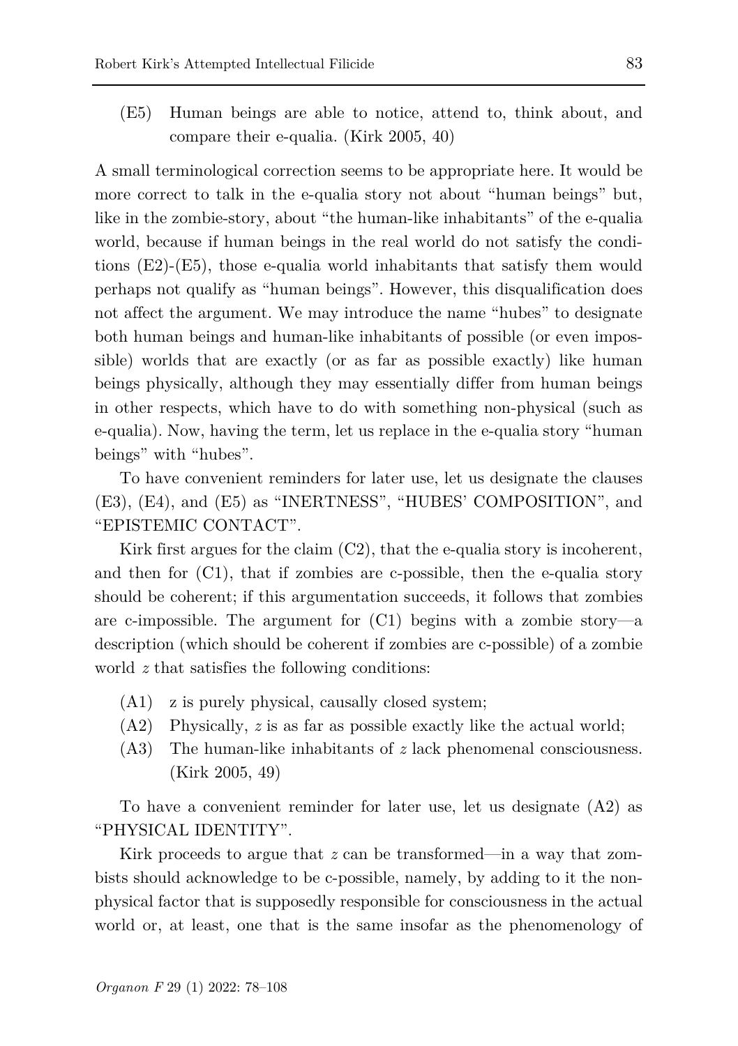(E5) Human beings are able to notice, attend to, think about, and compare their e-qualia. (Kirk 2005, 40)

A small terminological correction seems to be appropriate here. It would be more correct to talk in the e-qualia story not about "human beings" but, like in the zombie-story, about "the human-like inhabitants" of the e-qualia world, because if human beings in the real world do not satisfy the conditions (E2)-(E5), those e-qualia world inhabitants that satisfy them would perhaps not qualify as "human beings". However, this disqualification does not affect the argument. We may introduce the name "hubes" to designate both human beings and human-like inhabitants of possible (or even impossible) worlds that are exactly (or as far as possible exactly) like human beings physically, although they may essentially differ from human beings in other respects, which have to do with something non-physical (such as e-qualia). Now, having the term, let us replace in the e-qualia story "human beings" with "hubes".

To have convenient reminders for later use, let us designate the clauses (E3), (E4), and (E5) as "INERTNESS", "HUBES' COMPOSITION", and "EPISTEMIC CONTACT".

Kirk first argues for the claim (C2), that the e-qualia story is incoherent, and then for (C1), that if zombies are c-possible, then the e-qualia story should be coherent; if this argumentation succeeds, it follows that zombies are c-impossible. The argument for (C1) begins with a zombie story—a description (which should be coherent if zombies are c-possible) of a zombie world *z* that satisfies the following conditions:

(A1) z is purely physical, causally closed system;
(A2) Physically, *z* is as far as possible exactly like the actual world;
(A3) The human-like inhabitants of *z* lack phenomenal consciousness. (Kirk 2005, 49)

To have a convenient reminder for later use, let us designate (A2) as "PHYSICAL IDENTITY".

Kirk proceeds to argue that *z* can be transformed—in a way that zombists should acknowledge to be c-possible, namely, by adding to it the non-physical factor that is supposedly responsible for consciousness in the actual world or, at least, one that is the same insofar as the phenomenology of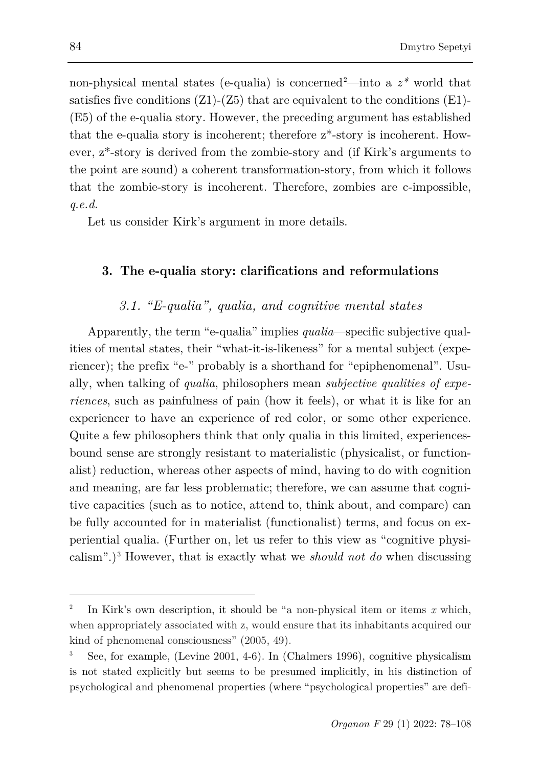non-physical mental states (e-qualia) is concerned[2]—into a $z^*$ world that satisfies five conditions (Z1)-(Z5) that are equivalent to the conditions (E1)-(E5) of the e-qualia story. However, the preceding argument has established that the e-qualia story is incoherent; therefore z*-story is incoherent. However, z*-story is derived from the zombie-story and (if Kirk's arguments to the point are sound) a coherent transformation-story, from which it follows that the zombie-story is incoherent. Therefore, zombies are c-impossible, *q.e.d.*

Let us consider Kirk's argument in more details.

## 3. The e-qualia story: clarifications and reformulations

### 3.1. "E-qualia", qualia, and cognitive mental states

Apparently, the term "e-qualia" implies *qualia*—specific subjective qualities of mental states, their "what-it-is-likeness" for a mental subject (experiencer); the prefix "e-" probably is a shorthand for "epiphenomenal". Usually, when talking of *qualia*, philosophers mean *subjective qualities of experiences*, such as painfulness of pain (how it feels), or what it is like for an experiencer to have an experience of red color, or some other experience. Quite a few philosophers think that only qualia in this limited, experiences-bound sense are strongly resistant to materialistic (physicalist, or functionalist) reduction, whereas other aspects of mind, having to do with cognition and meaning, are far less problematic; therefore, we can assume that cognitive capacities (such as to notice, attend to, think about, and compare) can be fully accounted for in materialist (functionalist) terms, and focus on experiential qualia. (Further on, let us refer to this view as "cognitive physicalism".)[3] However, that is exactly what we *should not do* when discussing

---

[2] In Kirk's own description, it should be "a non-physical item or items *x* which, when appropriately associated with z, would ensure that its inhabitants acquired our kind of phenomenal consciousness" (2005, 49).

[3] See, for example, (Levine 2001, 4-6). In (Chalmers 1996), cognitive physicalism is not stated explicitly but seems to be presumed implicitly, in his distinction of psychological and phenomenal properties (where "psychological properties" are defi-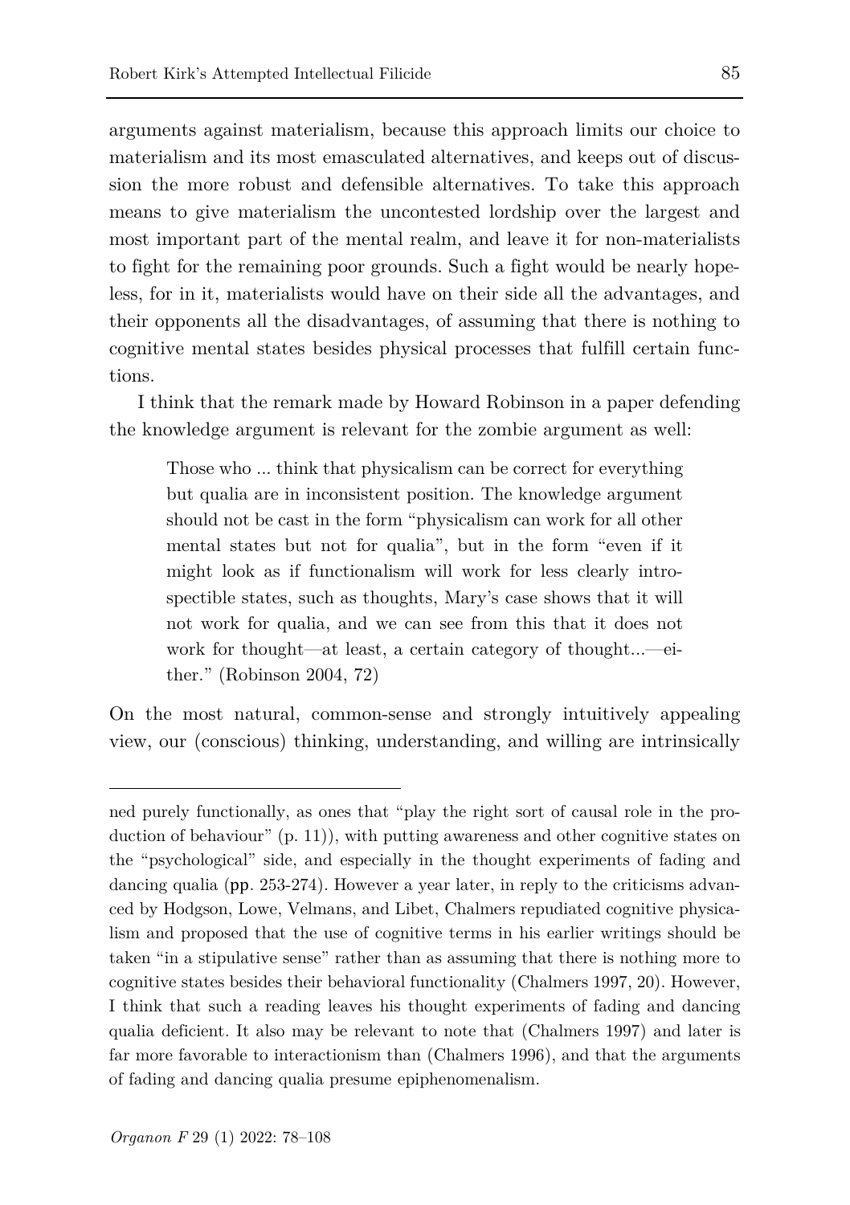arguments against materialism, because this approach limits our choice to materialism and its most emasculated alternatives, and keeps out of discussion the more robust and defensible alternatives. To take this approach means to give materialism the uncontested lordship over the largest and most important part of the mental realm, and leave it for non-materialists to fight for the remaining poor grounds. Such a fight would be nearly hopeless, for in it, materialists would have on their side all the advantages, and their opponents all the disadvantages, of assuming that there is nothing to cognitive mental states besides physical processes that fulfill certain functions.

I think that the remark made by Howard Robinson in a paper defending the knowledge argument is relevant for the zombie argument as well:

> Those who ... think that physicalism can be correct for everything but qualia are in inconsistent position. The knowledge argument should not be cast in the form "physicalism can work for all other mental states but not for qualia", but in the form "even if it might look as if functionalism will work for less clearly introspectible states, such as thoughts, Mary's case shows that it will not work for qualia, and we can see from this that it does not work for thought—at least, a certain category of thought...—either." (Robinson 2004, 72)

On the most natural, common-sense and strongly intuitively appealing view, our (conscious) thinking, understanding, and willing are intrinsically

---

ned purely functionally, as ones that "play the right sort of causal role in the production of behaviour" (p. 11)), with putting awareness and other cognitive states on the "psychological" side, and especially in the thought experiments of fading and dancing qualia (pp. 253-274). However a year later, in reply to the criticisms advanced by Hodgson, Lowe, Velmans, and Libet, Chalmers repudiated cognitive physicalism and proposed that the use of cognitive terms in his earlier writings should be taken "in a stipulative sense" rather than as assuming that there is nothing more to cognitive states besides their behavioral functionality (Chalmers 1997, 20). However, I think that such a reading leaves his thought experiments of fading and dancing qualia deficient. It also may be relevant to note that (Chalmers 1997) and later is far more favorable to interactionism than (Chalmers 1996), and that the arguments of fading and dancing qualia presume epiphenomenalism.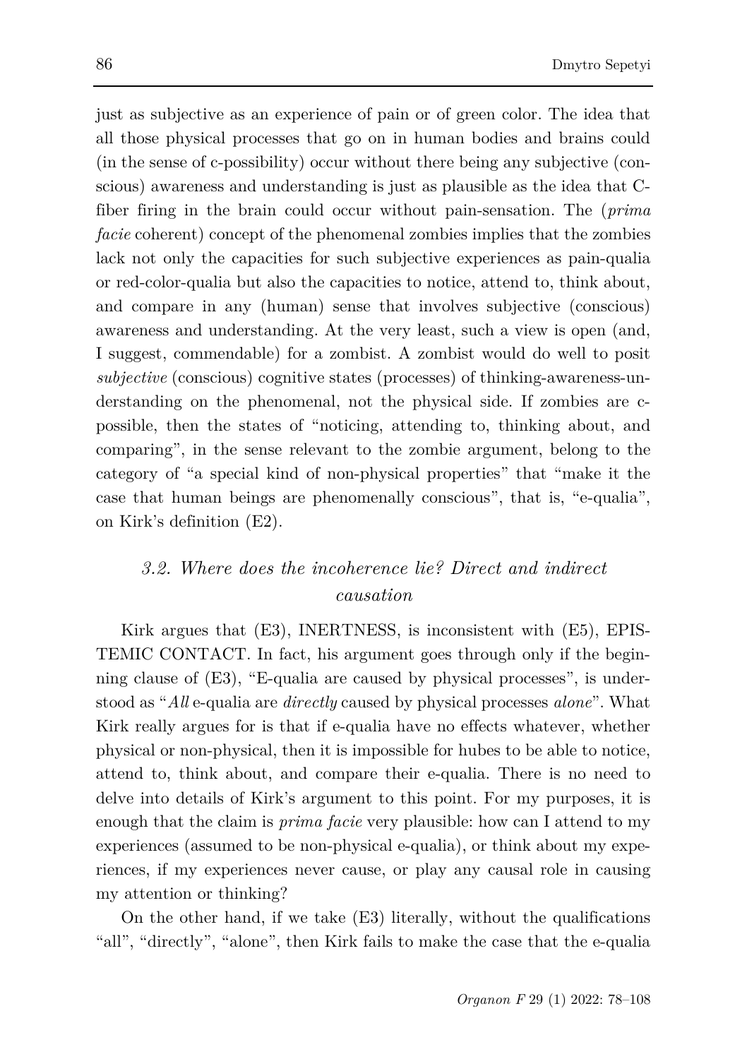just as subjective as an experience of pain or of green color. The idea that all those physical processes that go on in human bodies and brains could (in the sense of c-possibility) occur without there being any subjective (conscious) awareness and understanding is just as plausible as the idea that C-fiber firing in the brain could occur without pain-sensation. The (*prima facie* coherent) concept of the phenomenal zombies implies that the zombies lack not only the capacities for such subjective experiences as pain-qualia or red-color-qualia but also the capacities to notice, attend to, think about, and compare in any (human) sense that involves subjective (conscious) awareness and understanding. At the very least, such a view is open (and, I suggest, commendable) for a zombist. A zombist would do well to posit *subjective* (conscious) cognitive states (processes) of thinking-awareness-understanding on the phenomenal, not the physical side. If zombies are c-possible, then the states of "noticing, attending to, thinking about, and comparing", in the sense relevant to the zombie argument, belong to the category of "a special kind of non-physical properties" that "make it the case that human beings are phenomenally conscious", that is, "e-qualia", on Kirk's definition (E2).

### *3.2. Where does the incoherence lie? Direct and indirect causation*

Kirk argues that (E3), INERTNESS, is inconsistent with (E5), EPISTEMIC CONTACT. In fact, his argument goes through only if the beginning clause of (E3), "E-qualia are caused by physical processes", is understood as "*All* e-qualia are *directly* caused by physical processes *alone*". What Kirk really argues for is that if e-qualia have no effects whatever, whether physical or non-physical, then it is impossible for hubes to be able to notice, attend to, think about, and compare their e-qualia. There is no need to delve into details of Kirk's argument to this point. For my purposes, it is enough that the claim is *prima facie* very plausible: how can I attend to my experiences (assumed to be non-physical e-qualia), or think about my experiences, if my experiences never cause, or play any causal role in causing my attention or thinking?

On the other hand, if we take (E3) literally, without the qualifications "all", "directly", "alone", then Kirk fails to make the case that the e-qualia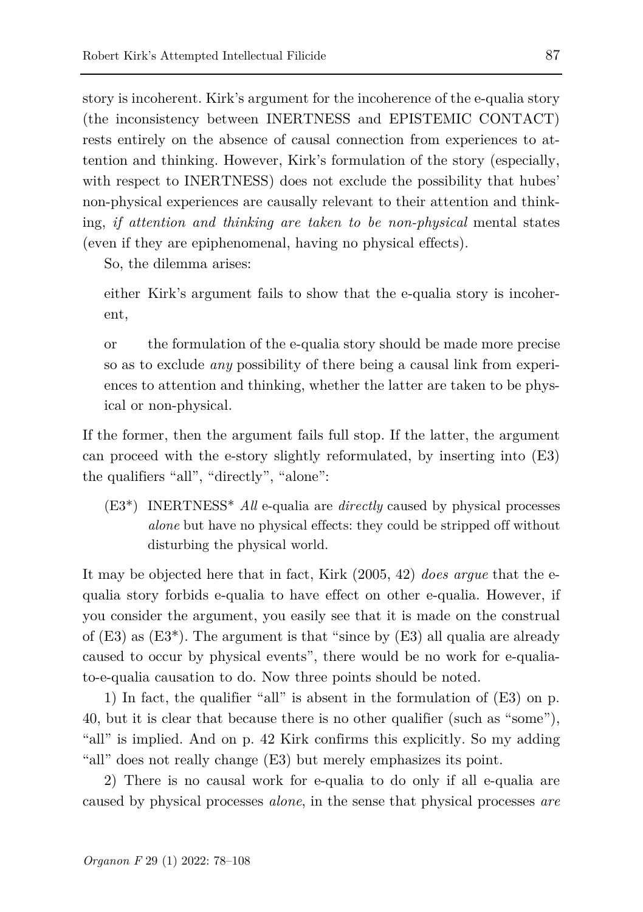story is incoherent. Kirk's argument for the incoherence of the e-qualia story (the inconsistency between INERTNESS and EPISTEMIC CONTACT) rests entirely on the absence of causal connection from experiences to attention and thinking. However, Kirk's formulation of the story (especially, with respect to INERTNESS) does not exclude the possibility that hubes' non-physical experiences are causally relevant to their attention and thinking, *if attention and thinking are taken to be non-physical* mental states (even if they are epiphenomenal, having no physical effects).

So, the dilemma arises:

either Kirk's argument fails to show that the e-qualia story is incoherent,

or the formulation of the e-qualia story should be made more precise so as to exclude *any* possibility of there being a causal link from experiences to attention and thinking, whether the latter are taken to be physical or non-physical.

If the former, then the argument fails full stop. If the latter, the argument can proceed with the e-story slightly reformulated, by inserting into (E3) the qualifiers "all", "directly", "alone":

(E3*) INERTNESS* *All* e-qualia are *directly* caused by physical processes *alone* but have no physical effects: they could be stripped off without disturbing the physical world.

It may be objected here that in fact, Kirk (2005, 42) *does argue* that the e-qualia story forbids e-qualia to have effect on other e-qualia. However, if you consider the argument, you easily see that it is made on the construal of (E3) as (E3*). The argument is that "since by (E3) all qualia are already caused to occur by physical events", there would be no work for e-qualia-to-e-qualia causation to do. Now three points should be noted.

1) In fact, the qualifier "all" is absent in the formulation of (E3) on p. 40, but it is clear that because there is no other qualifier (such as "some"), "all" is implied. And on p. 42 Kirk confirms this explicitly. So my adding "all" does not really change (E3) but merely emphasizes its point.

2) There is no causal work for e-qualia to do only if all e-qualia are caused by physical processes *alone*, in the sense that physical processes *are*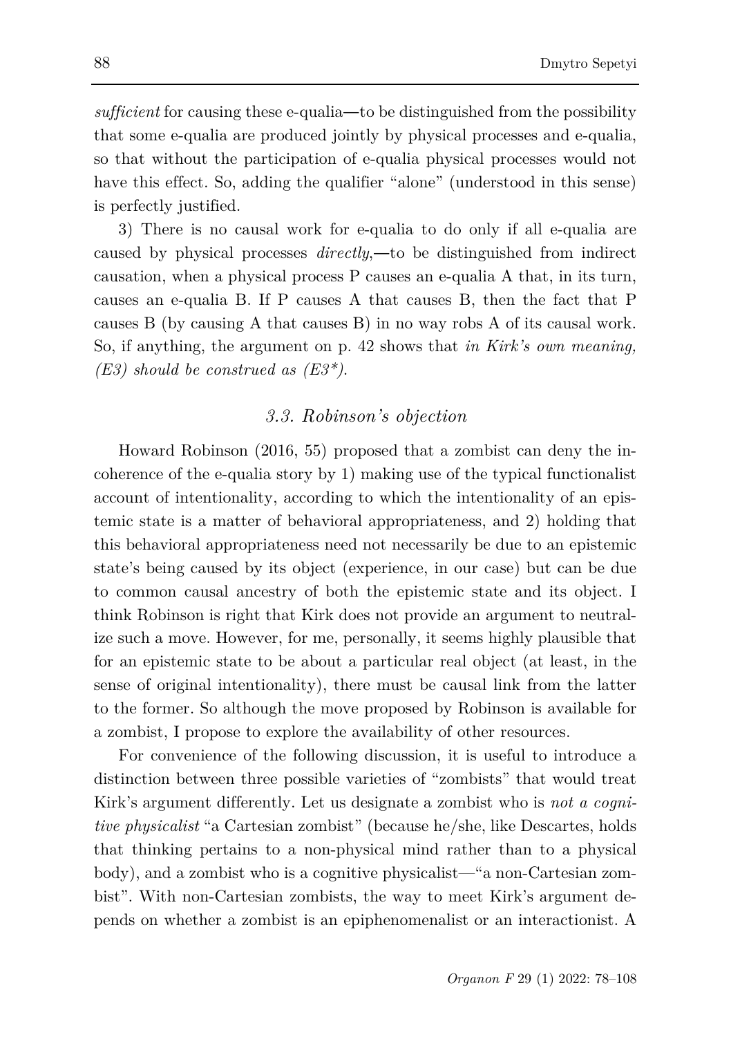*sufficient* for causing these e-qualia—to be distinguished from the possibility that some e-qualia are produced jointly by physical processes and e-qualia, so that without the participation of e-qualia physical processes would not have this effect. So, adding the qualifier "alone" (understood in this sense) is perfectly justified.

3) There is no causal work for e-qualia to do only if all e-qualia are caused by physical processes *directly*,—to be distinguished from indirect causation, when a physical process P causes an e-qualia A that, in its turn, causes an e-qualia B. If P causes A that causes B, then the fact that P causes B (by causing A that causes B) in no way robs A of its causal work. So, if anything, the argument on p. 42 shows that *in Kirk's own meaning, (E3) should be construed as (E3\*).*

### *3.3. Robinson's objection*

Howard Robinson (2016, 55) proposed that a zombist can deny the incoherence of the e-qualia story by 1) making use of the typical functionalist account of intentionality, according to which the intentionality of an epistemic state is a matter of behavioral appropriateness, and 2) holding that this behavioral appropriateness need not necessarily be due to an epistemic state's being caused by its object (experience, in our case) but can be due to common causal ancestry of both the epistemic state and its object. I think Robinson is right that Kirk does not provide an argument to neutralize such a move. However, for me, personally, it seems highly plausible that for an epistemic state to be about a particular real object (at least, in the sense of original intentionality), there must be causal link from the latter to the former. So although the move proposed by Robinson is available for a zombist, I propose to explore the availability of other resources.

For convenience of the following discussion, it is useful to introduce a distinction between three possible varieties of "zombists" that would treat Kirk's argument differently. Let us designate a zombist who is *not a cognitive physicalist* "a Cartesian zombist" (because he/she, like Descartes, holds that thinking pertains to a non-physical mind rather than to a physical body), and a zombist who is a cognitive physicalist—"a non-Cartesian zombist". With non-Cartesian zombists, the way to meet Kirk's argument depends on whether a zombist is an epiphenomenalist or an interactionist. A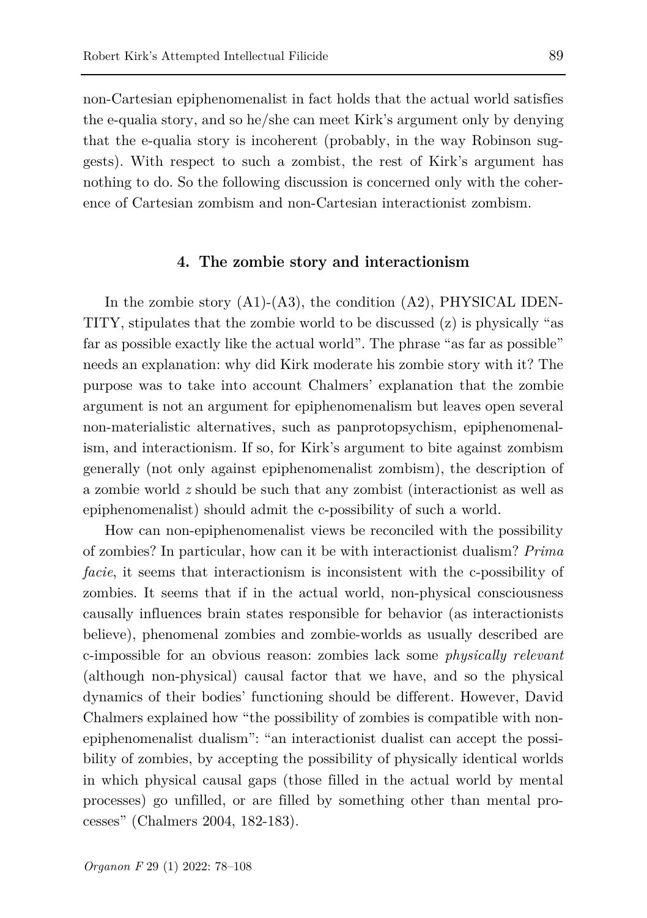non-Cartesian epiphenomenalist in fact holds that the actual world satisfies the e-qualia story, and so he/she can meet Kirk's argument only by denying that the e-qualia story is incoherent (probably, in the way Robinson suggests). With respect to such a zombist, the rest of Kirk's argument has nothing to do. So the following discussion is concerned only with the coherence of Cartesian zombism and non-Cartesian interactionist zombism.

## 4. The zombie story and interactionism

In the zombie story (A1)-(A3), the condition (A2), PHYSICAL IDENTITY, stipulates that the zombie world to be discussed (z) is physically "as far as possible exactly like the actual world". The phrase "as far as possible" needs an explanation: why did Kirk moderate his zombie story with it? The purpose was to take into account Chalmers' explanation that the zombie argument is not an argument for epiphenomenalism but leaves open several non-materialistic alternatives, such as panprotopsychism, epiphenomenalism, and interactionism. If so, for Kirk's argument to bite against zombism generally (not only against epiphenomenalist zombism), the description of a zombie world *z* should be such that any zombist (interactionist as well as epiphenomenalist) should admit the c-possibility of such a world.

How can non-epiphenomenalist views be reconciled with the possibility of zombies? In particular, how can it be with interactionist dualism? *Prima facie*, it seems that interactionism is inconsistent with the c-possibility of zombies. It seems that if in the actual world, non-physical consciousness causally influences brain states responsible for behavior (as interactionists believe), phenomenal zombies and zombie-worlds as usually described are c-impossible for an obvious reason: zombies lack some *physically relevant* (although non-physical) causal factor that we have, and so the physical dynamics of their bodies' functioning should be different. However, David Chalmers explained how "the possibility of zombies is compatible with non-epiphenomenalist dualism": "an interactionist dualist can accept the possibility of zombies, by accepting the possibility of physically identical worlds in which physical causal gaps (those filled in the actual world by mental processes) go unfilled, or are filled by something other than mental processes" (Chalmers 2004, 182-183).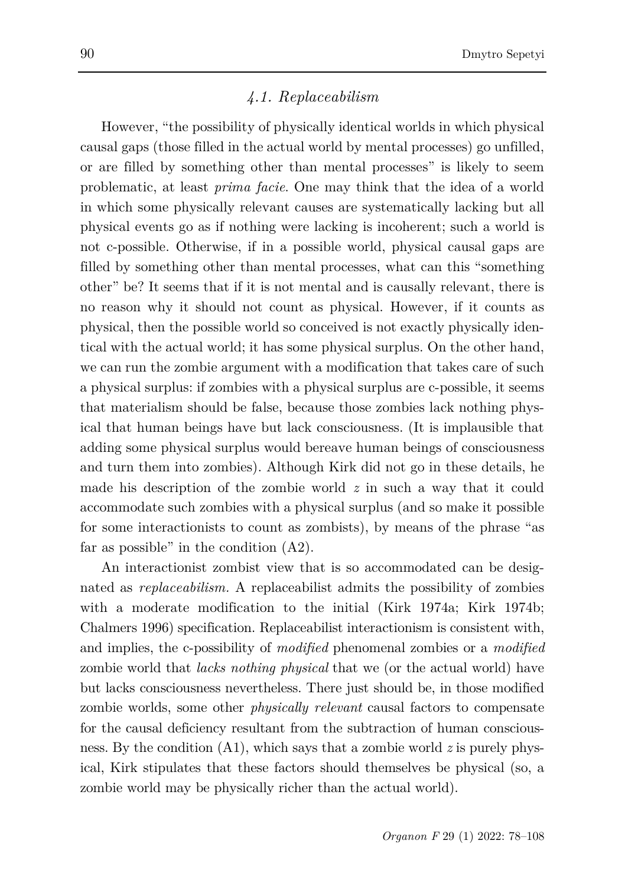### *4.1. Replaceabilism*

However, “the possibility of physically identical worlds in which physical causal gaps (those filled in the actual world by mental processes) go unfilled, or are filled by something other than mental processes” is likely to seem problematic, at least *prima facie*. One may think that the idea of a world in which some physically relevant causes are systematically lacking but all physical events go as if nothing were lacking is incoherent; such a world is not c-possible. Otherwise, if in a possible world, physical causal gaps are filled by something other than mental processes, what can this “something other” be? It seems that if it is not mental and is causally relevant, there is no reason why it should not count as physical. However, if it counts as physical, then the possible world so conceived is not exactly physically identical with the actual world; it has some physical surplus. On the other hand, we can run the zombie argument with a modification that takes care of such a physical surplus: if zombies with a physical surplus are c-possible, it seems that materialism should be false, because those zombies lack nothing physical that human beings have but lack consciousness. (It is implausible that adding some physical surplus would bereave human beings of consciousness and turn them into zombies). Although Kirk did not go in these details, he made his description of the zombie world *z* in such a way that it could accommodate such zombies with a physical surplus (and so make it possible for some interactionists to count as zombists), by means of the phrase “as far as possible” in the condition (A2).

An interactionist zombist view that is so accommodated can be designated as *replaceabilism.* A replaceabilist admits the possibility of zombies with a moderate modification to the initial (Kirk 1974a; Kirk 1974b; Chalmers 1996) specification. Replaceabilist interactionism is consistent with, and implies, the c-possibility of *modified* phenomenal zombies or a *modified* zombie world that *lacks nothing physical* that we (or the actual world) have but lacks consciousness nevertheless. There just should be, in those modified zombie worlds, some other *physically relevant* causal factors to compensate for the causal deficiency resultant from the subtraction of human consciousness. By the condition (A1), which says that a zombie world *z* is purely physical, Kirk stipulates that these factors should themselves be physical (so, a zombie world may be physically richer than the actual world).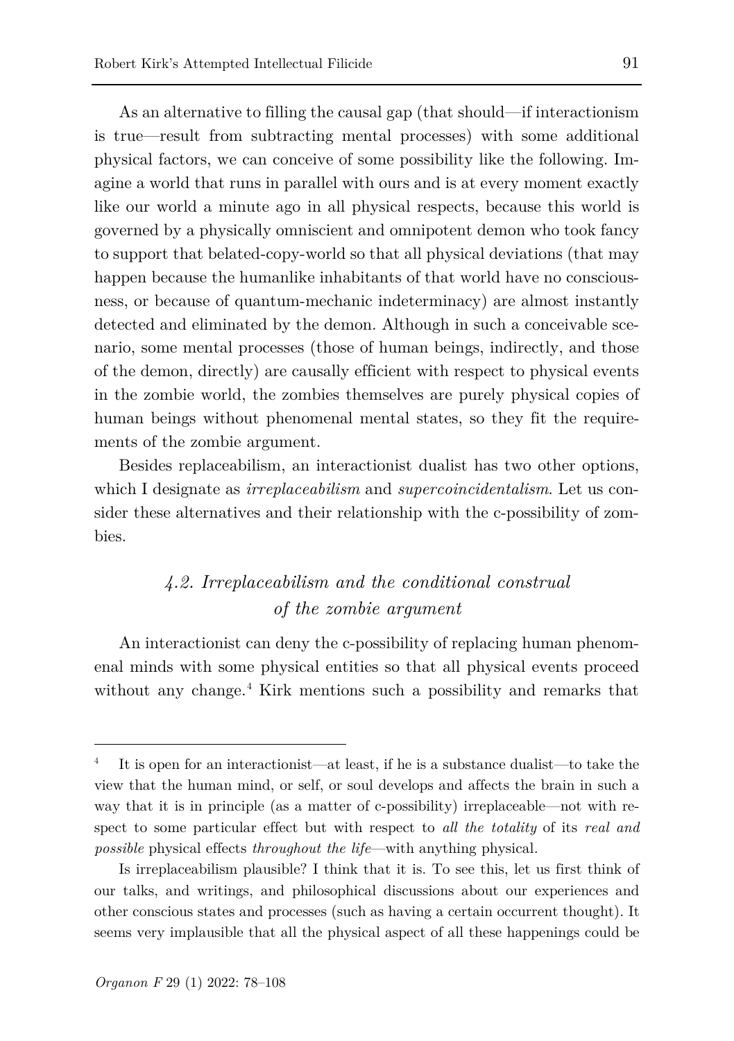As an alternative to filling the causal gap (that should—if interactionism is true—result from subtracting mental processes) with some additional physical factors, we can conceive of some possibility like the following. Imagine a world that runs in parallel with ours and is at every moment exactly like our world a minute ago in all physical respects, because this world is governed by a physically omniscient and omnipotent demon who took fancy to support that belated-copy-world so that all physical deviations (that may happen because the humanlike inhabitants of that world have no consciousness, or because of quantum-mechanic indeterminacy) are almost instantly detected and eliminated by the demon. Although in such a conceivable scenario, some mental processes (those of human beings, indirectly, and those of the demon, directly) are causally efficient with respect to physical events in the zombie world, the zombies themselves are purely physical copies of human beings without phenomenal mental states, so they fit the requirements of the zombie argument.

Besides replaceabilism, an interactionist dualist has two other options, which I designate as *irreplaceabilism* and *supercoincidentalism*. Let us consider these alternatives and their relationship with the c-possibility of zombies.

### *4.2. Irreplaceabilism and the conditional construal of the zombie argument*

An interactionist can deny the c-possibility of replacing human phenomenal minds with some physical entities so that all physical events proceed without any change.[4] Kirk mentions such a possibility and remarks that

---

[4] It is open for an interactionist—at least, if he is a substance dualist—to take the view that the human mind, or self, or soul develops and affects the brain in such a way that it is in principle (as a matter of c-possibility) irreplaceable—not with respect to some particular effect but with respect to *all the totality* of its *real and possible* physical effects *throughout the life*—with anything physical.

Is irreplaceabilism plausible? I think that it is. To see this, let us first think of our talks, and writings, and philosophical discussions about our experiences and other conscious states and processes (such as having a certain occurrent thought). It seems very implausible that all the physical aspect of all these happenings could be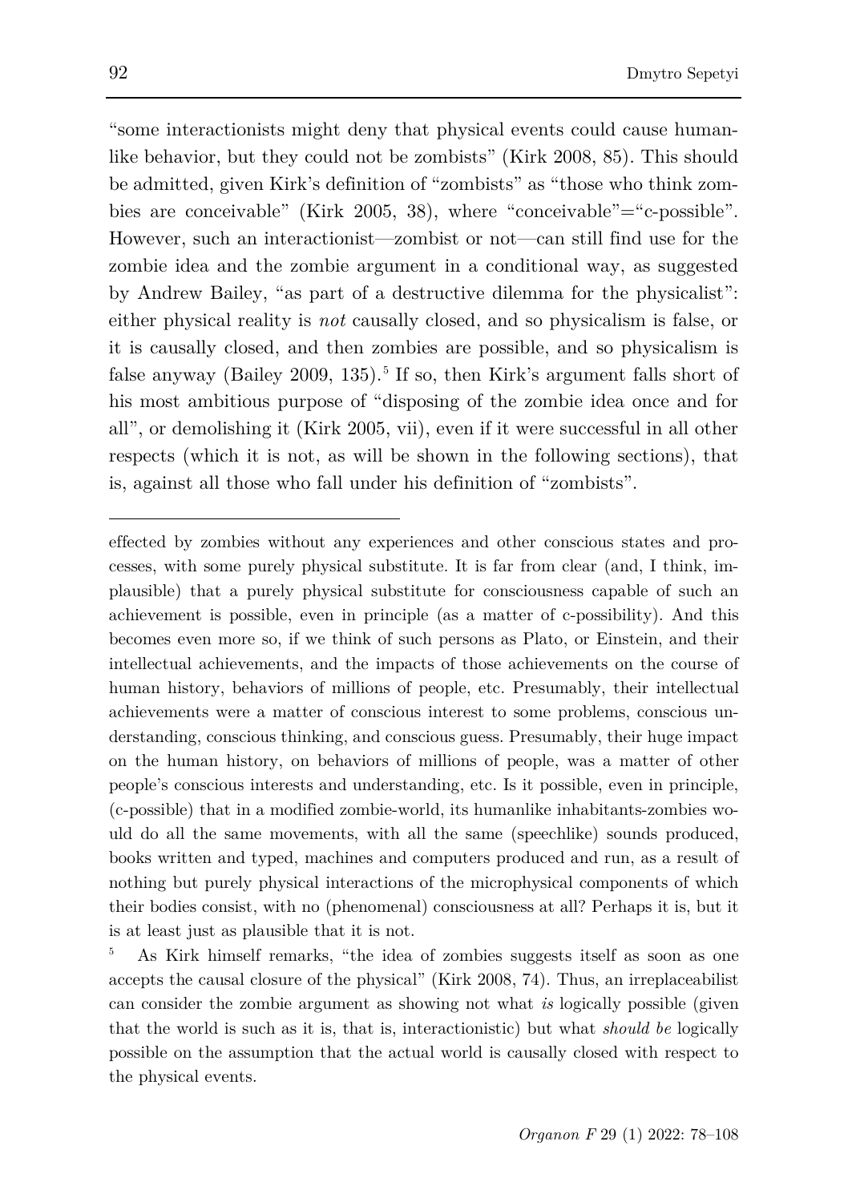"some interactionists might deny that physical events could cause humanlike behavior, but they could not be zombists" (Kirk 2008, 85). This should be admitted, given Kirk's definition of "zombists" as "those who think zombies are conceivable" (Kirk 2005, 38), where "conceivable"="c-possible". However, such an interactionist—zombist or not—can still find use for the zombie idea and the zombie argument in a conditional way, as suggested by Andrew Bailey, "as part of a destructive dilemma for the physicalist": either physical reality is *not* causally closed, and so physicalism is false, or it is causally closed, and then zombies are possible, and so physicalism is false anyway (Bailey 2009, 135).[5] If so, then Kirk's argument falls short of his most ambitious purpose of "disposing of the zombie idea once and for all", or demolishing it (Kirk 2005, vii), even if it were successful in all other respects (which it is not, as will be shown in the following sections), that is, against all those who fall under his definition of "zombists".

---

effected by zombies without any experiences and other conscious states and processes, with some purely physical substitute. It is far from clear (and, I think, implausible) that a purely physical substitute for consciousness capable of such an achievement is possible, even in principle (as a matter of c-possibility). And this becomes even more so, if we think of such persons as Plato, or Einstein, and their intellectual achievements, and the impacts of those achievements on the course of human history, behaviors of millions of people, etc. Presumably, their intellectual achievements were a matter of conscious interest to some problems, conscious understanding, conscious thinking, and conscious guess. Presumably, their huge impact on the human history, on behaviors of millions of people, was a matter of other people's conscious interests and understanding, etc. Is it possible, even in principle, (c-possible) that in a modified zombie-world, its humanlike inhabitants-zombies would do all the same movements, with all the same (speechlike) sounds produced, books written and typed, machines and computers produced and run, as a result of nothing but purely physical interactions of the microphysical components of which their bodies consist, with no (phenomenal) consciousness at all? Perhaps it is, but it is at least just as plausible that it is not.

[5] As Kirk himself remarks, "the idea of zombies suggests itself as soon as one accepts the causal closure of the physical" (Kirk 2008, 74). Thus, an irreplaceabilist can consider the zombie argument as showing not what *is* logically possible (given that the world is such as it is, that is, interactionistic) but what *should be* logically possible on the assumption that the actual world is causally closed with respect to the physical events.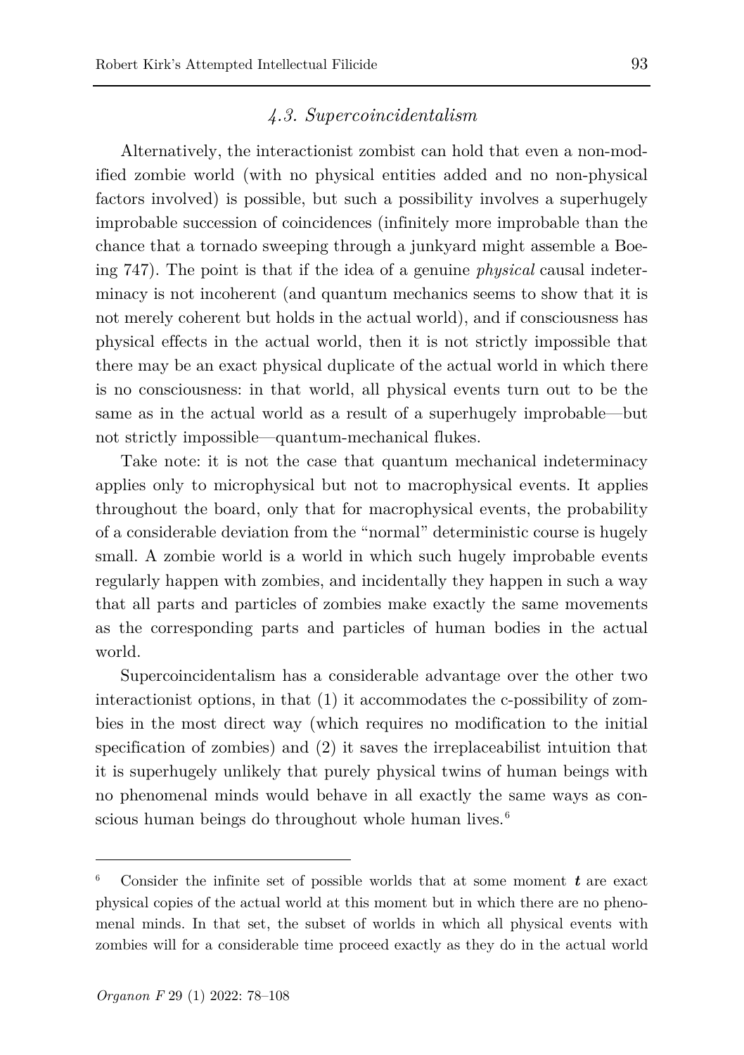### *4.3. Supercoincidentalism*

Alternatively, the interactionist zombist can hold that even a non-modified zombie world (with no physical entities added and no non-physical factors involved) is possible, but such a possibility involves a superhugely improbable succession of coincidences (infinitely more improbable than the chance that a tornado sweeping through a junkyard might assemble a Boeing 747). The point is that if the idea of a genuine *physical* causal indeterminacy is not incoherent (and quantum mechanics seems to show that it is not merely coherent but holds in the actual world), and if consciousness has physical effects in the actual world, then it is not strictly impossible that there may be an exact physical duplicate of the actual world in which there is no consciousness: in that world, all physical events turn out to be the same as in the actual world as a result of a superhugely improbable—but not strictly impossible—quantum-mechanical flukes.

Take note: it is not the case that quantum mechanical indeterminacy applies only to microphysical but not to macrophysical events. It applies throughout the board, only that for macrophysical events, the probability of a considerable deviation from the "normal" deterministic course is hugely small. A zombie world is a world in which such hugely improbable events regularly happen with zombies, and incidentally they happen in such a way that all parts and particles of zombies make exactly the same movements as the corresponding parts and particles of human bodies in the actual world.

Supercoincidentalism has a considerable advantage over the other two interactionist options, in that (1) it accommodates the c-possibility of zombies in the most direct way (which requires no modification to the initial specification of zombies) and (2) it saves the irreplaceabilist intuition that it is superhugely unlikely that purely physical twins of human beings with no phenomenal minds would behave in all exactly the same ways as conscious human beings do throughout whole human lives.[6]

---

[6] Consider the infinite set of possible worlds that at some moment ***t*** are exact physical copies of the actual world at this moment but in which there are no phenomenal minds. In that set, the subset of worlds in which all physical events with zombies will for a considerable time proceed exactly as they do in the actual world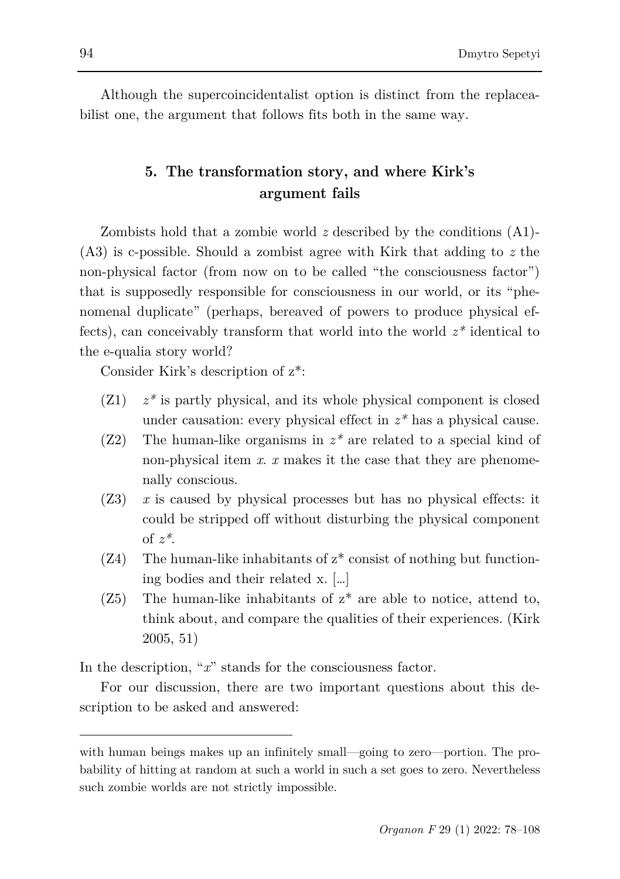Although the supercoincidentalist option is distinct from the replaceabilist one, the argument that follows fits both in the same way.

## 5. The transformation story, and where Kirk's argument fails

Zombists hold that a zombie world *z* described by the conditions (A1)-(A3) is c-possible. Should a zombist agree with Kirk that adding to *z* the non-physical factor (from now on to be called "the consciousness factor") that is supposedly responsible for consciousness in our world, or its "phenomenal duplicate" (perhaps, bereaved of powers to produce physical effects), can conceivably transform that world into the world *z\** identical to the e-qualia story world?

Consider Kirk's description of z*:

- (Z1) *z\** is partly physical, and its whole physical component is closed under causation: every physical effect in *z\** has a physical cause.
- (Z2) The human-like organisms in *z\** are related to a special kind of non-physical item *x*. *x* makes it the case that they are phenomenally conscious.
- (Z3) *x* is caused by physical processes but has no physical effects: it could be stripped off without disturbing the physical component of *z\**.
- (Z4) The human-like inhabitants of z* consist of nothing but functioning bodies and their related x. […]
- (Z5) The human-like inhabitants of z* are able to notice, attend to, think about, and compare the qualities of their experiences. (Kirk 2005, 51)

In the description, "*x*" stands for the consciousness factor.

For our discussion, there are two important questions about this description to be asked and answered:

---

with human beings makes up an infinitely small—going to zero—portion. The probability of hitting at random at such a world in such a set goes to zero. Nevertheless such zombie worlds are not strictly impossible.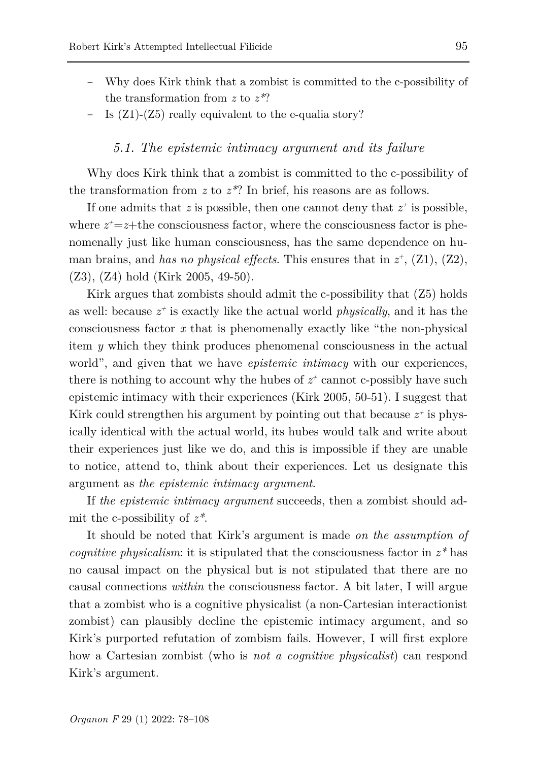- Why does Kirk think that a zombist is committed to the c-possibility of the transformation from $z$ to $z^*$?
- Is (Z1)-(Z5) really equivalent to the e-qualia story?

### *5.1. The epistemic intimacy argument and its failure*

Why does Kirk think that a zombist is committed to the c-possibility of the transformation from $z$ to $z^*$? In brief, his reasons are as follows.

If one admits that $z$ is possible, then one cannot deny that $z^+$ is possible, where $z^+=z+$the consciousness factor, where the consciousness factor is phenomenally just like human consciousness, has the same dependence on human brains, and *has no physical effects*. This ensures that in $z^+$, (Z1), (Z2), (Z3), (Z4) hold (Kirk 2005, 49-50).

Kirk argues that zombists should admit the c-possibility that (Z5) holds as well: because $z^+$ is exactly like the actual world *physically*, and it has the consciousness factor $x$ that is phenomenally exactly like "the non-physical item $y$ which they think produces phenomenal consciousness in the actual world", and given that we have *epistemic intimacy* with our experiences, there is nothing to account why the hubes of $z^+$ cannot c-possibly have such epistemic intimacy with their experiences (Kirk 2005, 50-51). I suggest that Kirk could strengthen his argument by pointing out that because $z^+$ is physically identical with the actual world, its hubes would talk and write about their experiences just like we do, and this is impossible if they are unable to notice, attend to, think about their experiences. Let us designate this argument as *the epistemic intimacy argument*.

If *the epistemic intimacy argument* succeeds, then a zombist should admit the c-possibility of $z^*$.

It should be noted that Kirk's argument is made *on the assumption of cognitive physicalism*: it is stipulated that the consciousness factor in $z^*$ has no causal impact on the physical but is not stipulated that there are no causal connections *within* the consciousness factor. A bit later, I will argue that a zombist who is a cognitive physicalist (a non-Cartesian interactionist zombist) can plausibly decline the epistemic intimacy argument, and so Kirk's purported refutation of zombism fails. However, I will first explore how a Cartesian zombist (who is *not a cognitive physicalist*) can respond Kirk's argument.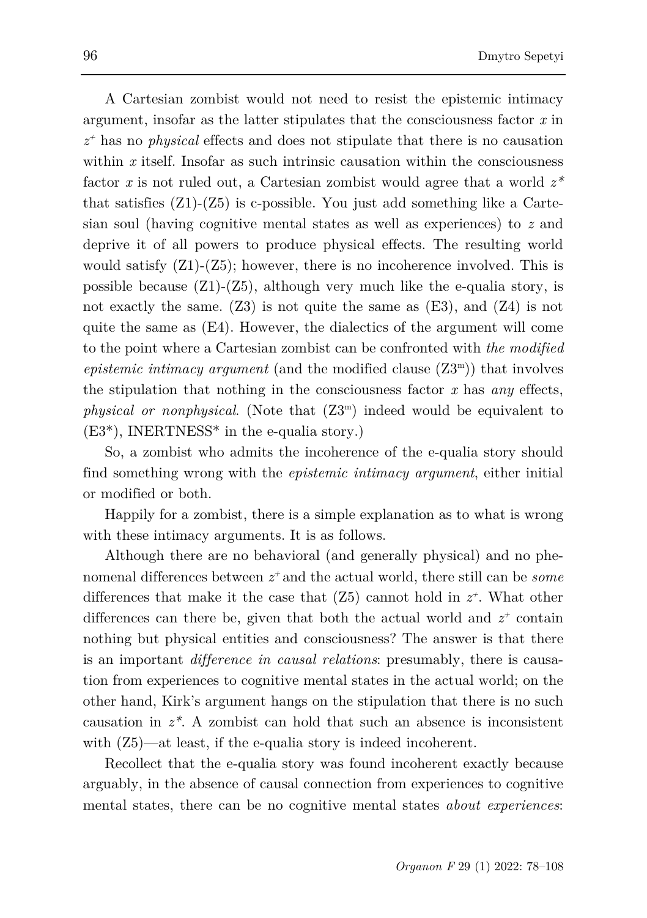A Cartesian zombist would not need to resist the epistemic intimacy argument, insofar as the latter stipulates that the consciousness factor $x$ in $z^+$ has no *physical* effects and does not stipulate that there is no causation within $x$ itself. Insofar as such intrinsic causation within the consciousness factor $x$ is not ruled out, a Cartesian zombist would agree that a world $z^*$ that satisfies (Z1)-(Z5) is c-possible. You just add something like a Cartesian soul (having cognitive mental states as well as experiences) to $z$ and deprive it of all powers to produce physical effects. The resulting world would satisfy (Z1)-(Z5); however, there is no incoherence involved. This is possible because (Z1)-(Z5), although very much like the e-qualia story, is not exactly the same. (Z3) is not quite the same as (E3), and (Z4) is not quite the same as (E4). However, the dialectics of the argument will come to the point where a Cartesian zombist can be confronted with *the modified epistemic intimacy argument* (and the modified clause ($Z3^m$)) that involves the stipulation that nothing in the consciousness factor $x$ has *any* effects, *physical or nonphysical*. (Note that ($Z3^m$) indeed would be equivalent to (E3*), INERTNESS* in the e-qualia story.)

So, a zombist who admits the incoherence of the e-qualia story should find something wrong with the *epistemic intimacy argument*, either initial or modified or both.

Happily for a zombist, there is a simple explanation as to what is wrong with these intimacy arguments. It is as follows.

Although there are no behavioral (and generally physical) and no phenomenal differences between $z^+$ and the actual world, there still can be *some* differences that make it the case that (Z5) cannot hold in $z^+$. What other differences can there be, given that both the actual world and $z^+$ contain nothing but physical entities and consciousness? The answer is that there is an important *difference in causal relations*: presumably, there is causation from experiences to cognitive mental states in the actual world; on the other hand, Kirk's argument hangs on the stipulation that there is no such causation in $z^*$. A zombist can hold that such an absence is inconsistent with (Z5)—at least, if the e-qualia story is indeed incoherent.

Recollect that the e-qualia story was found incoherent exactly because arguably, in the absence of causal connection from experiences to cognitive mental states, there can be no cognitive mental states *about experiences*: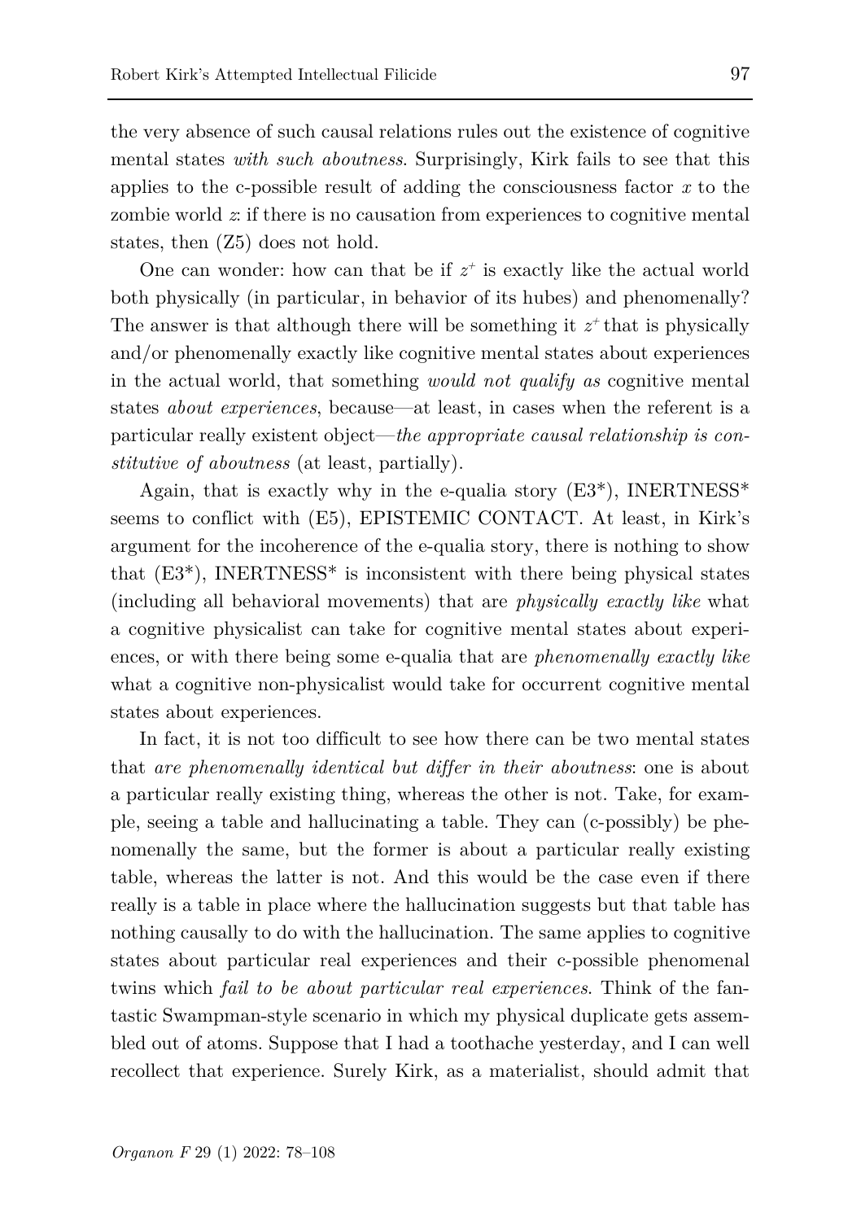the very absence of such causal relations rules out the existence of cognitive mental states *with such aboutness*. Surprisingly, Kirk fails to see that this applies to the c-possible result of adding the consciousness factor $x$ to the zombie world $z$: if there is no causation from experiences to cognitive mental states, then (Z5) does not hold.

One can wonder: how can that be if $z^+$ is exactly like the actual world both physically (in particular, in behavior of its hubes) and phenomenally? The answer is that although there will be something it $z^+$ that is physically and/or phenomenally exactly like cognitive mental states about experiences in the actual world, that something *would not qualify as* cognitive mental states *about experiences*, because—at least, in cases when the referent is a particular really existent object—*the appropriate causal relationship is constitutive of aboutness* (at least, partially).

Again, that is exactly why in the e-qualia story (E3*), INERTNESS* seems to conflict with (E5), EPISTEMIC CONTACT. At least, in Kirk's argument for the incoherence of the e-qualia story, there is nothing to show that (E3*), INERTNESS* is inconsistent with there being physical states (including all behavioral movements) that are *physically exactly like* what a cognitive physicalist can take for cognitive mental states about experiences, or with there being some e-qualia that are *phenomenally exactly like* what a cognitive non-physicalist would take for occurrent cognitive mental states about experiences.

In fact, it is not too difficult to see how there can be two mental states that *are phenomenally identical but differ in their aboutness*: one is about a particular really existing thing, whereas the other is not. Take, for example, seeing a table and hallucinating a table. They can (c-possibly) be phenomenally the same, but the former is about a particular really existing table, whereas the latter is not. And this would be the case even if there really is a table in place where the hallucination suggests but that table has nothing causally to do with the hallucination. The same applies to cognitive states about particular real experiences and their c-possible phenomenal twins which *fail to be about particular real experiences*. Think of the fantastic Swampman-style scenario in which my physical duplicate gets assembled out of atoms. Suppose that I had a toothache yesterday, and I can well recollect that experience. Surely Kirk, as a materialist, should admit that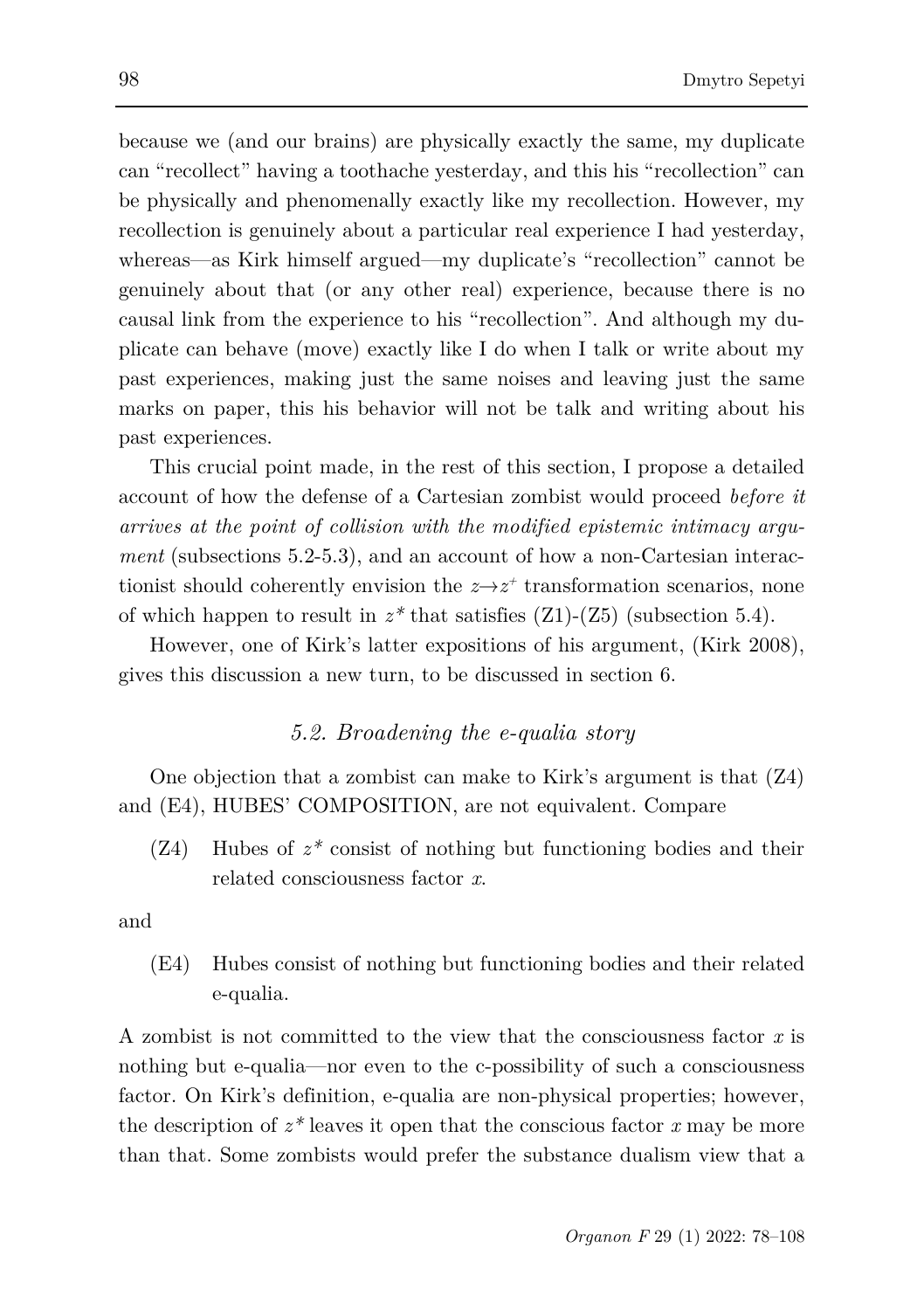because we (and our brains) are physically exactly the same, my duplicate can "recollect" having a toothache yesterday, and this his "recollection" can be physically and phenomenally exactly like my recollection. However, my recollection is genuinely about a particular real experience I had yesterday, whereas—as Kirk himself argued—my duplicate's "recollection" cannot be genuinely about that (or any other real) experience, because there is no causal link from the experience to his "recollection". And although my duplicate can behave (move) exactly like I do when I talk or write about my past experiences, making just the same noises and leaving just the same marks on paper, this his behavior will not be talk and writing about his past experiences.

This crucial point made, in the rest of this section, I propose a detailed account of how the defense of a Cartesian zombist would proceed *before it arrives at the point of collision with the modified epistemic intimacy argument* (subsections 5.2-5.3), and an account of how a non-Cartesian interactionist should coherently envision the $z \rightarrow z^{+}$ transformation scenarios, none of which happen to result in $z^{*}$ that satisfies (Z1)-(Z5) (subsection 5.4).

However, one of Kirk's latter expositions of his argument, (Kirk 2008), gives this discussion a new turn, to be discussed in section 6.

### *5.2. Broadening the e-qualia story*

One objection that a zombist can make to Kirk's argument is that (Z4) and (E4), HUBES' COMPOSITION, are not equivalent. Compare

(Z4) Hubes of $z^{*}$ consist of nothing but functioning bodies and their related consciousness factor $x$.

and

(E4) Hubes consist of nothing but functioning bodies and their related e-qualia.

A zombist is not committed to the view that the consciousness factor $x$ is nothing but e-qualia—nor even to the c-possibility of such a consciousness factor. On Kirk's definition, e-qualia are non-physical properties; however, the description of $z^{*}$ leaves it open that the conscious factor $x$ may be more than that. Some zombists would prefer the substance dualism view that a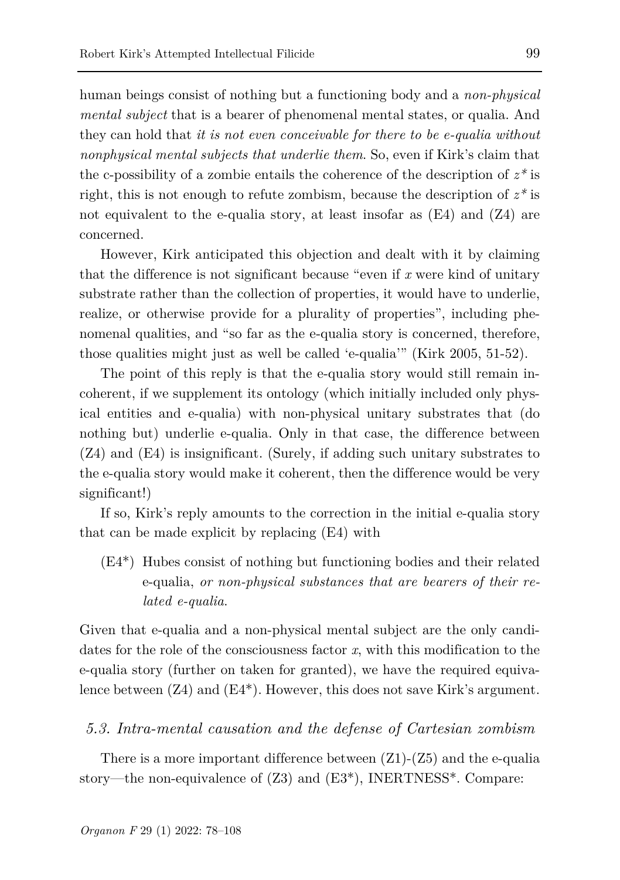human beings consist of nothing but a functioning body and a *non-physical mental subject* that is a bearer of phenomenal mental states, or qualia. And they can hold that *it is not even conceivable for there to be e-qualia without nonphysical mental subjects that underlie them*. So, even if Kirk's claim that the c-possibility of a zombie entails the coherence of the description of *z\** is right, this is not enough to refute zombism, because the description of *z\** is not equivalent to the e-qualia story, at least insofar as (E4) and (Z4) are concerned.

However, Kirk anticipated this objection and dealt with it by claiming that the difference is not significant because "even if *x* were kind of unitary substrate rather than the collection of properties, it would have to underlie, realize, or otherwise provide for a plurality of properties", including phenomenal qualities, and "so far as the e-qualia story is concerned, therefore, those qualities might just as well be called 'e-qualia'" (Kirk 2005, 51-52).

The point of this reply is that the e-qualia story would still remain incoherent, if we supplement its ontology (which initially included only physical entities and e-qualia) with non-physical unitary substrates that (do nothing but) underlie e-qualia. Only in that case, the difference between (Z4) and (E4) is insignificant. (Surely, if adding such unitary substrates to the e-qualia story would make it coherent, then the difference would be very significant!)

If so, Kirk's reply amounts to the correction in the initial e-qualia story that can be made explicit by replacing (E4) with

(E4\*) Hubes consist of nothing but functioning bodies and their related e-qualia, *or non-physical substances that are bearers of their related e-qualia*.

Given that e-qualia and a non-physical mental subject are the only candidates for the role of the consciousness factor *x*, with this modification to the e-qualia story (further on taken for granted), we have the required equivalence between (Z4) and (E4\*). However, this does not save Kirk's argument.

### *5.3. Intra-mental causation and the defense of Cartesian zombism*

There is a more important difference between (Z1)-(Z5) and the e-qualia story—the non-equivalence of (Z3) and (E3\*), INERTNESS\*. Compare: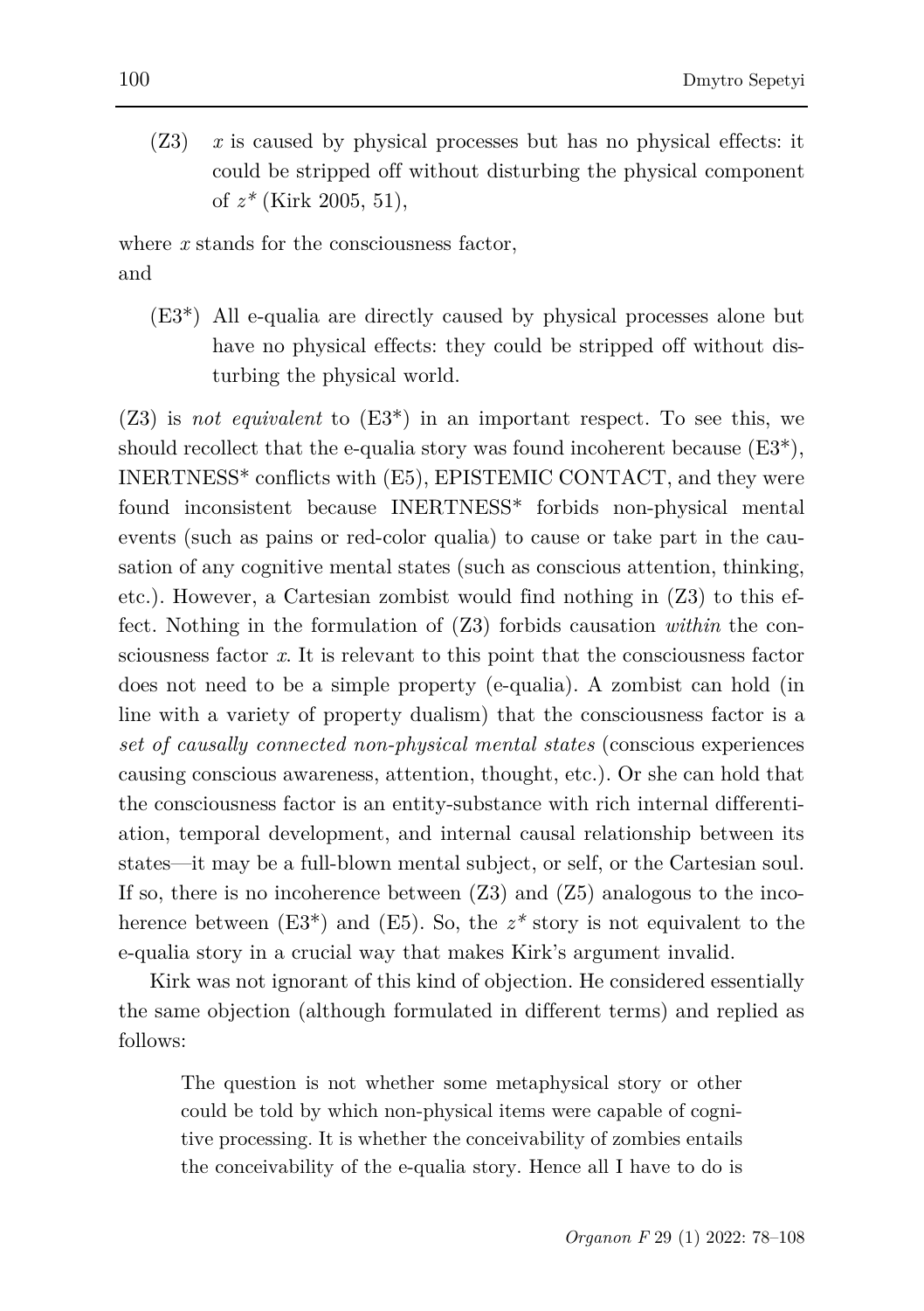(Z3) *x* is caused by physical processes but has no physical effects: it could be stripped off without disturbing the physical component of *z\** (Kirk 2005, 51),

where *x* stands for the consciousness factor,
and

(E3\*) All e-qualia are directly caused by physical processes alone but have no physical effects: they could be stripped off without disturbing the physical world.

(Z3) is *not equivalent* to (E3\*) in an important respect. To see this, we should recollect that the e-qualia story was found incoherent because (E3\*), INERTNESS\* conflicts with (E5), EPISTEMIC CONTACT, and they were found inconsistent because INERTNESS\* forbids non-physical mental events (such as pains or red-color qualia) to cause or take part in the causation of any cognitive mental states (such as conscious attention, thinking, etc.). However, a Cartesian zombist would find nothing in (Z3) to this effect. Nothing in the formulation of (Z3) forbids causation *within* the consciousness factor *x*. It is relevant to this point that the consciousness factor does not need to be a simple property (e-qualia). A zombist can hold (in line with a variety of property dualism) that the consciousness factor is a *set of causally connected non-physical mental states* (conscious experiences causing conscious awareness, attention, thought, etc.). Or she can hold that the consciousness factor is an entity-substance with rich internal differentiation, temporal development, and internal causal relationship between its states—it may be a full-blown mental subject, or self, or the Cartesian soul. If so, there is no incoherence between (Z3) and (Z5) analogous to the incoherence between (E3\*) and (E5). So, the *z\** story is not equivalent to the e-qualia story in a crucial way that makes Kirk's argument invalid.

Kirk was not ignorant of this kind of objection. He considered essentially the same objection (although formulated in different terms) and replied as follows:

> The question is not whether some metaphysical story or other could be told by which non-physical items were capable of cognitive processing. It is whether the conceivability of zombies entails the conceivability of the e-qualia story. Hence all I have to do is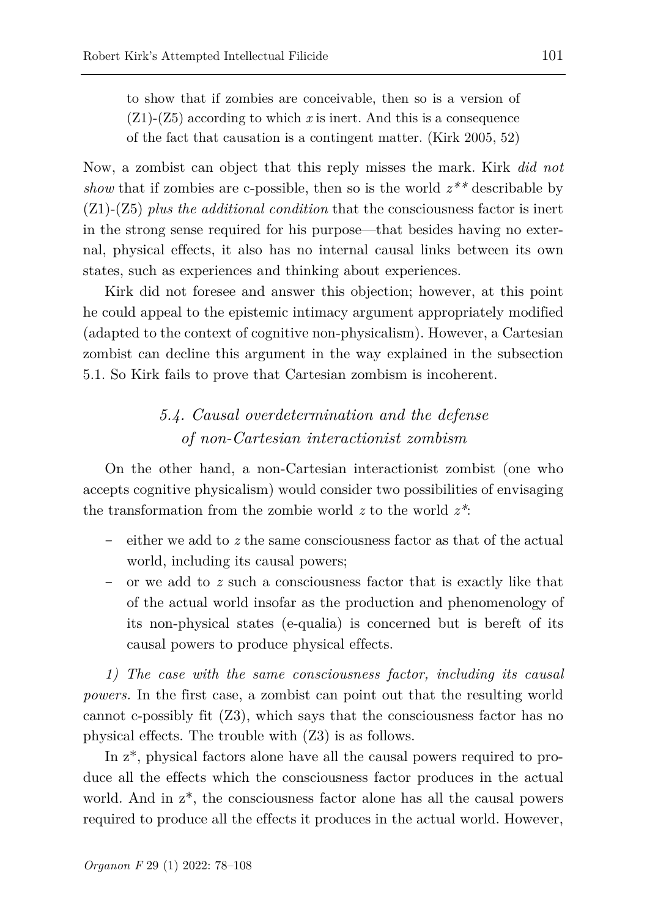> to show that if zombies are conceivable, then so is a version of (Z1)-(Z5) according to which *x* is inert. And this is a consequence of the fact that causation is a contingent matter. (Kirk 2005, 52)

Now, a zombist can object that this reply misses the mark. Kirk *did not show* that if zombies are c-possible, then so is the world *z*** describable by (Z1)-(Z5) *plus the additional condition* that the consciousness factor is inert in the strong sense required for his purpose—that besides having no external, physical effects, it also has no internal causal links between its own states, such as experiences and thinking about experiences.

Kirk did not foresee and answer this objection; however, at this point he could appeal to the epistemic intimacy argument appropriately modified (adapted to the context of cognitive non-physicalism). However, a Cartesian zombist can decline this argument in the way explained in the subsection 5.1. So Kirk fails to prove that Cartesian zombism is incoherent.

### *5.4. Causal overdetermination and the defense of non-Cartesian interactionist zombism*

On the other hand, a non-Cartesian interactionist zombist (one who accepts cognitive physicalism) would consider two possibilities of envisaging the transformation from the zombie world *z* to the world *z**:

- either we add to *z* the same consciousness factor as that of the actual world, including its causal powers;
- or we add to *z* such a consciousness factor that is exactly like that of the actual world insofar as the production and phenomenology of its non-physical states (e-qualia) is concerned but is bereft of its causal powers to produce physical effects.

*1) The case with the same consciousness factor, including its causal powers.* In the first case, a zombist can point out that the resulting world cannot c-possibly fit (Z3), which says that the consciousness factor has no physical effects. The trouble with (Z3) is as follows.

In z*, physical factors alone have all the causal powers required to produce all the effects which the consciousness factor produces in the actual world. And in z*, the consciousness factor alone has all the causal powers required to produce all the effects it produces in the actual world. However,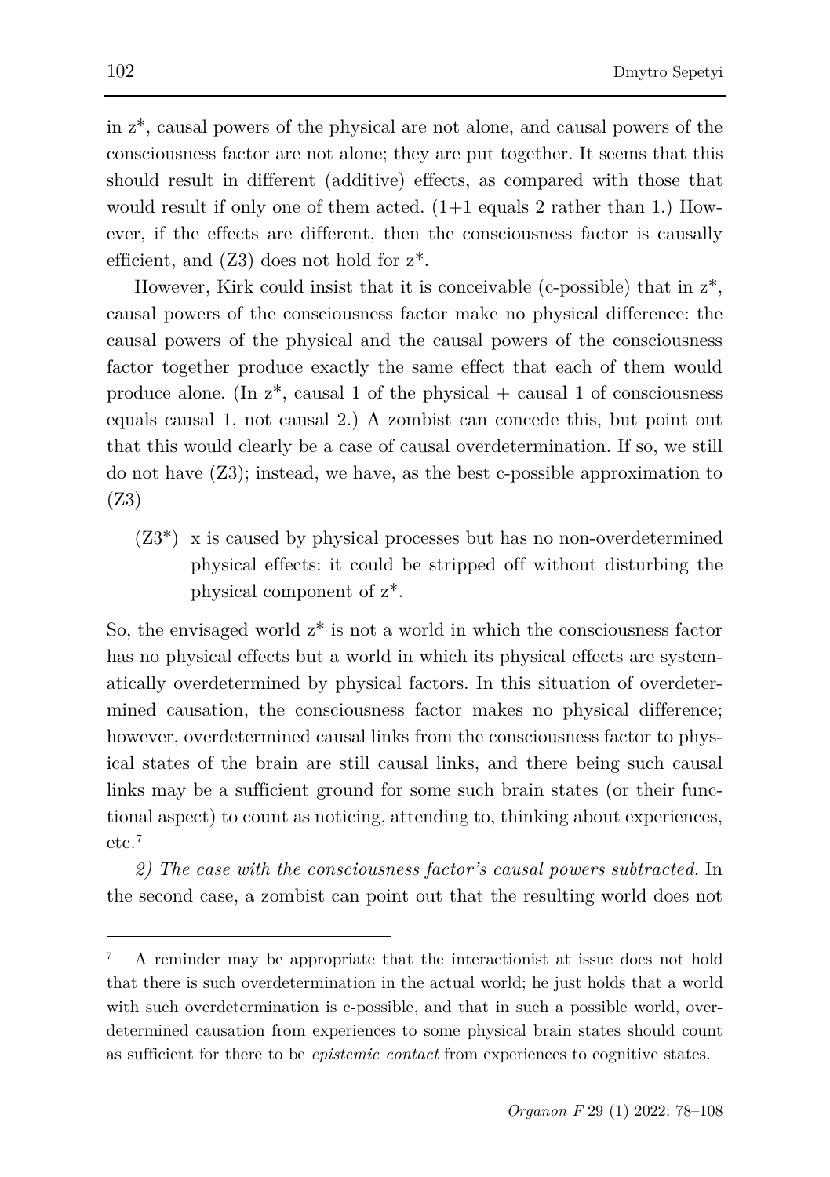in z*, causal powers of the physical are not alone, and causal powers of the consciousness factor are not alone; they are put together. It seems that this should result in different (additive) effects, as compared with those that would result if only one of them acted. (1+1 equals 2 rather than 1.) However, if the effects are different, then the consciousness factor is causally efficient, and (Z3) does not hold for z*.

However, Kirk could insist that it is conceivable (c-possible) that in z*, causal powers of the consciousness factor make no physical difference: the causal powers of the physical and the causal powers of the consciousness factor together produce exactly the same effect that each of them would produce alone. (In z*, causal 1 of the physical + causal 1 of consciousness equals causal 1, not causal 2.) A zombist can concede this, but point out that this would clearly be a case of causal overdetermination. If so, we still do not have (Z3); instead, we have, as the best c-possible approximation to (Z3)

(Z3*) x is caused by physical processes but has no non-overdetermined physical effects: it could be stripped off without disturbing the physical component of z*.

So, the envisaged world z* is not a world in which the consciousness factor has no physical effects but a world in which its physical effects are systematically overdetermined by physical factors. In this situation of overdetermined causation, the consciousness factor makes no physical difference; however, overdetermined causal links from the consciousness factor to physical states of the brain are still causal links, and there being such causal links may be a sufficient ground for some such brain states (or their functional aspect) to count as noticing, attending to, thinking about experiences, etc.[7]

*2) The case with the consciousness factor's causal powers subtracted.* In the second case, a zombist can point out that the resulting world does not

---

[7] A reminder may be appropriate that the interactionist at issue does not hold that there is such overdetermination in the actual world; he just holds that a world with such overdetermination is c-possible, and that in such a possible world, overdetermined causation from experiences to some physical brain states should count as sufficient for there to be *epistemic contact* from experiences to cognitive states.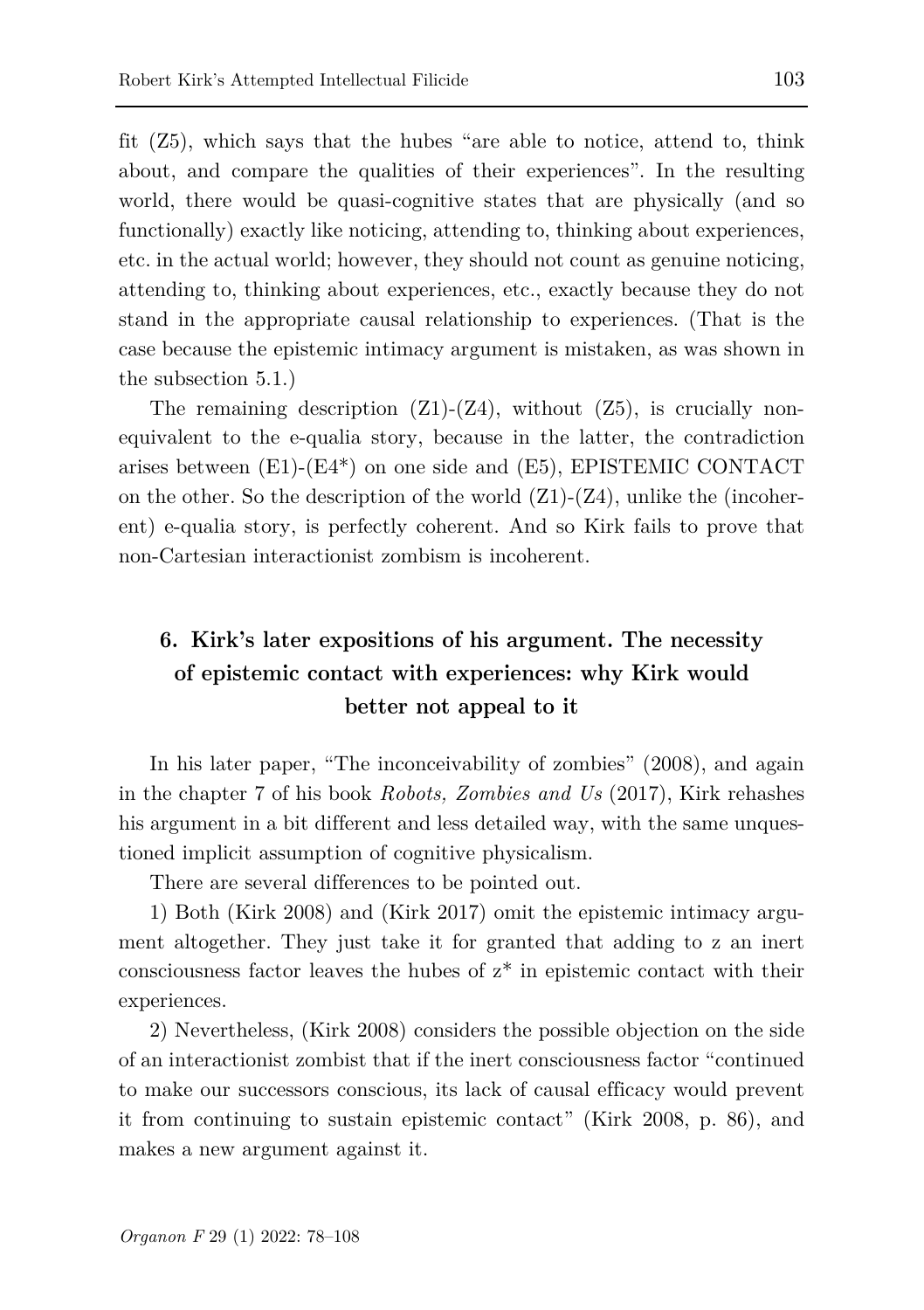fit (Z5), which says that the hubes "are able to notice, attend to, think about, and compare the qualities of their experiences". In the resulting world, there would be quasi-cognitive states that are physically (and so functionally) exactly like noticing, attending to, thinking about experiences, etc. in the actual world; however, they should not count as genuine noticing, attending to, thinking about experiences, etc., exactly because they do not stand in the appropriate causal relationship to experiences. (That is the case because the epistemic intimacy argument is mistaken, as was shown in the subsection 5.1.)

The remaining description (Z1)-(Z4), without (Z5), is crucially non-equivalent to the e-qualia story, because in the latter, the contradiction arises between (E1)-(E4*) on one side and (E5), EPISTEMIC CONTACT on the other. So the description of the world (Z1)-(Z4), unlike the (incoherent) e-qualia story, is perfectly coherent. And so Kirk fails to prove that non-Cartesian interactionist zombism is incoherent.

## 6. Kirk's later expositions of his argument. The necessity of epistemic contact with experiences: why Kirk would better not appeal to it

In his later paper, "The inconceivability of zombies" (2008), and again in the chapter 7 of his book *Robots, Zombies and Us* (2017), Kirk rehashes his argument in a bit different and less detailed way, with the same unquestioned implicit assumption of cognitive physicalism.

There are several differences to be pointed out.

1) Both (Kirk 2008) and (Kirk 2017) omit the epistemic intimacy argument altogether. They just take it for granted that adding to z an inert consciousness factor leaves the hubes of z* in epistemic contact with their experiences.

2) Nevertheless, (Kirk 2008) considers the possible objection on the side of an interactionist zombist that if the inert consciousness factor "continued to make our successors conscious, its lack of causal efficacy would prevent it from continuing to sustain epistemic contact" (Kirk 2008, p. 86), and makes a new argument against it.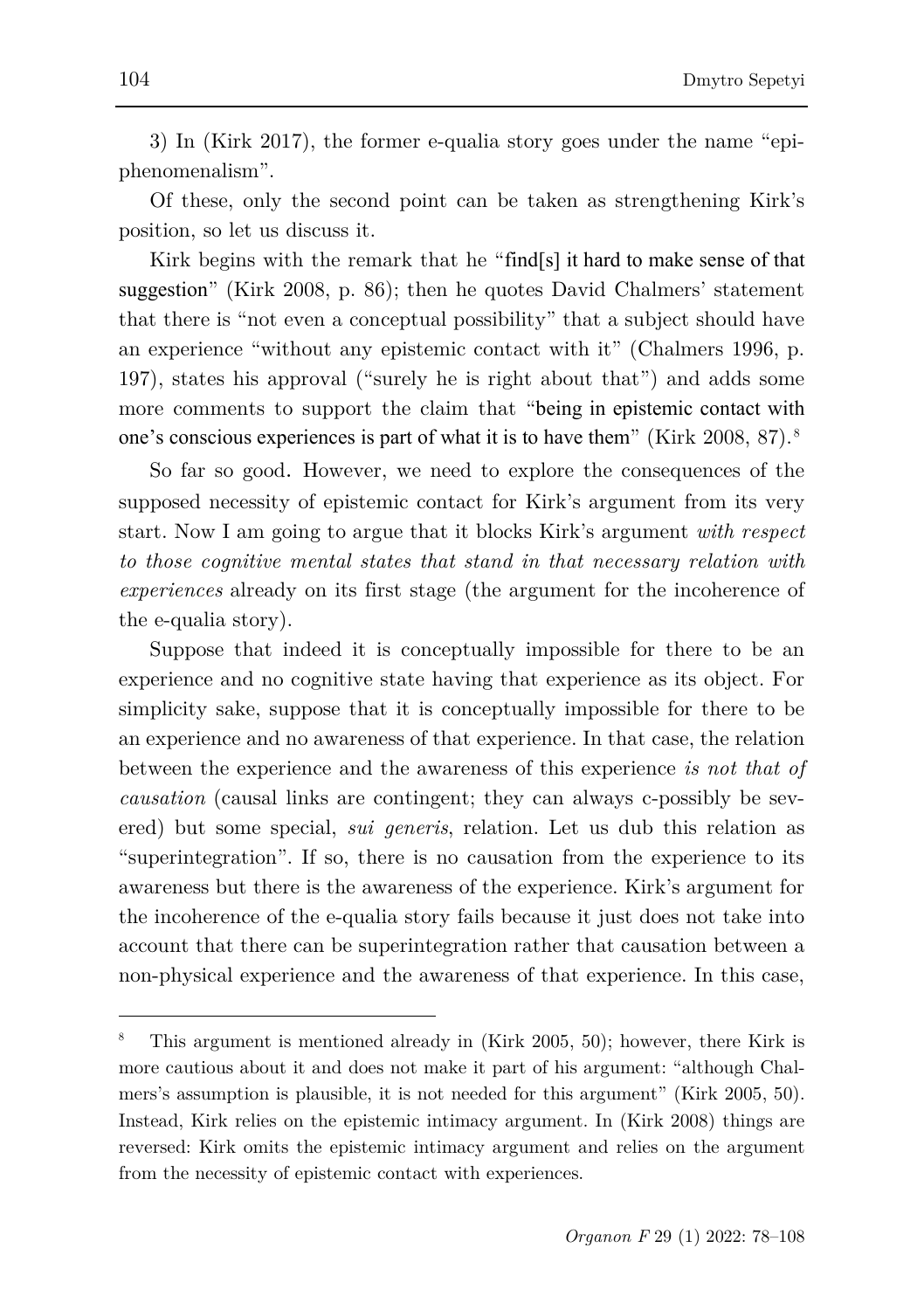3) In (Kirk 2017), the former e-qualia story goes under the name "epiphenomenalism".

Of these, only the second point can be taken as strengthening Kirk's position, so let us discuss it.

Kirk begins with the remark that he "find[s] it hard to make sense of that suggestion" (Kirk 2008, p. 86); then he quotes David Chalmers' statement that there is "not even a conceptual possibility" that a subject should have an experience "without any epistemic contact with it" (Chalmers 1996, p. 197), states his approval ("surely he is right about that") and adds some more comments to support the claim that "being in epistemic contact with one's conscious experiences is part of what it is to have them" (Kirk 2008, 87).[8]

So far so good. However, we need to explore the consequences of the supposed necessity of epistemic contact for Kirk's argument from its very start. Now I am going to argue that it blocks Kirk's argument *with respect to those cognitive mental states that stand in that necessary relation with experiences* already on its first stage (the argument for the incoherence of the e-qualia story).

Suppose that indeed it is conceptually impossible for there to be an experience and no cognitive state having that experience as its object. For simplicity sake, suppose that it is conceptually impossible for there to be an experience and no awareness of that experience. In that case, the relation between the experience and the awareness of this experience *is not that of causation* (causal links are contingent; they can always c-possibly be severed) but some special, *sui generis*, relation. Let us dub this relation as "superintegration". If so, there is no causation from the experience to its awareness but there is the awareness of the experience. Kirk's argument for the incoherence of the e-qualia story fails because it just does not take into account that there can be superintegration rather that causation between a non-physical experience and the awareness of that experience. In this case,

---

[8] This argument is mentioned already in (Kirk 2005, 50); however, there Kirk is more cautious about it and does not make it part of his argument: "although Chalmers's assumption is plausible, it is not needed for this argument" (Kirk 2005, 50). Instead, Kirk relies on the epistemic intimacy argument. In (Kirk 2008) things are reversed: Kirk omits the epistemic intimacy argument and relies on the argument from the necessity of epistemic contact with experiences.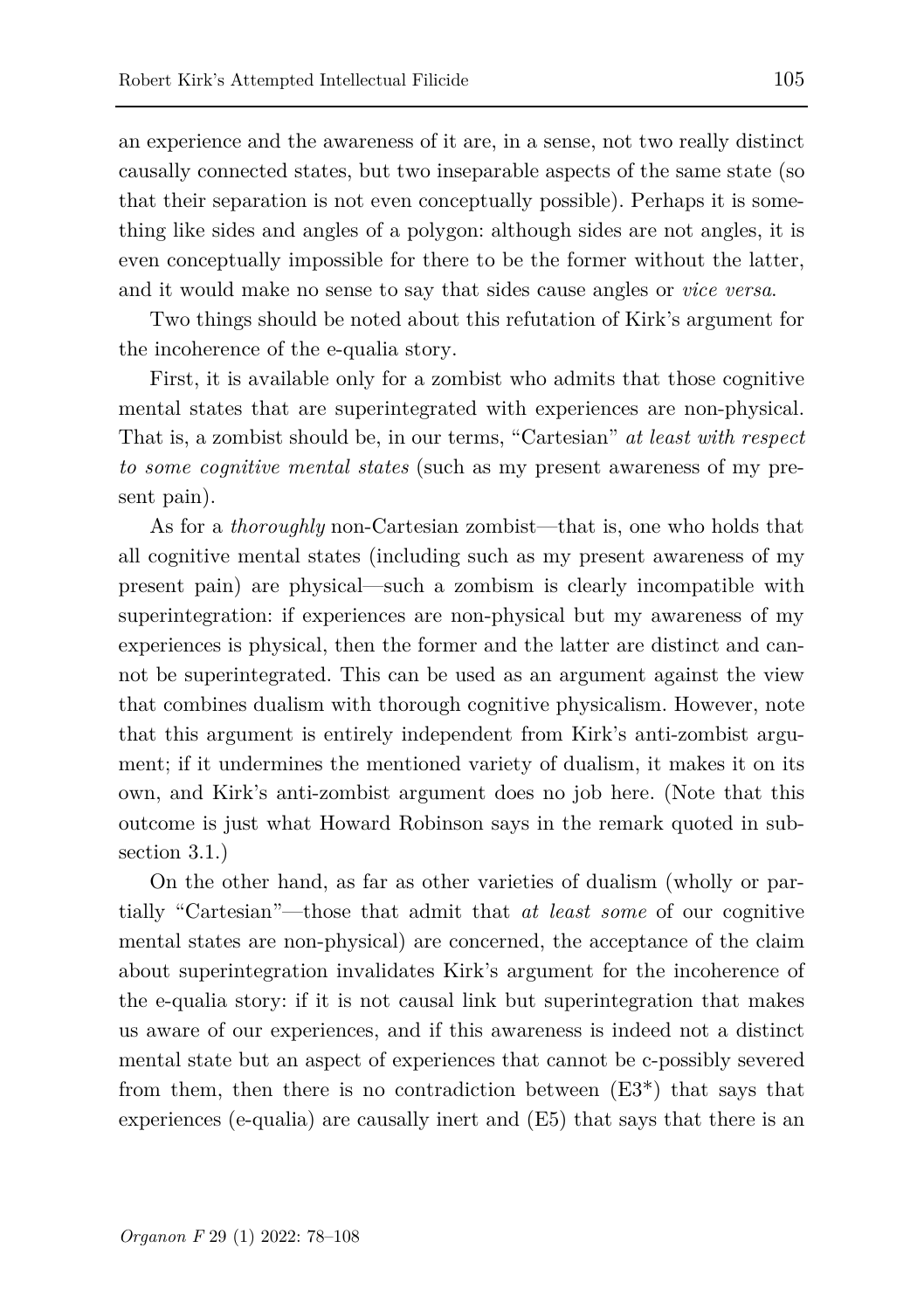an experience and the awareness of it are, in a sense, not two really distinct causally connected states, but two inseparable aspects of the same state (so that their separation is not even conceptually possible). Perhaps it is something like sides and angles of a polygon: although sides are not angles, it is even conceptually impossible for there to be the former without the latter, and it would make no sense to say that sides cause angles or *vice versa*.

Two things should be noted about this refutation of Kirk's argument for the incoherence of the e-qualia story.

First, it is available only for a zombist who admits that those cognitive mental states that are superintegrated with experiences are non-physical. That is, a zombist should be, in our terms, "Cartesian" *at least with respect to some cognitive mental states* (such as my present awareness of my present pain).

As for a *thoroughly* non-Cartesian zombist—that is, one who holds that all cognitive mental states (including such as my present awareness of my present pain) are physical—such a zombism is clearly incompatible with superintegration: if experiences are non-physical but my awareness of my experiences is physical, then the former and the latter are distinct and cannot be superintegrated. This can be used as an argument against the view that combines dualism with thorough cognitive physicalism. However, note that this argument is entirely independent from Kirk's anti-zombist argument; if it undermines the mentioned variety of dualism, it makes it on its own, and Kirk's anti-zombist argument does no job here. (Note that this outcome is just what Howard Robinson says in the remark quoted in subsection 3.1.)

On the other hand, as far as other varieties of dualism (wholly or partially "Cartesian"—those that admit that *at least some* of our cognitive mental states are non-physical) are concerned, the acceptance of the claim about superintegration invalidates Kirk's argument for the incoherence of the e-qualia story: if it is not causal link but superintegration that makes us aware of our experiences, and if this awareness is indeed not a distinct mental state but an aspect of experiences that cannot be c-possibly severed from them, then there is no contradiction between (E3*) that says that experiences (e-qualia) are causally inert and (E5) that says that there is an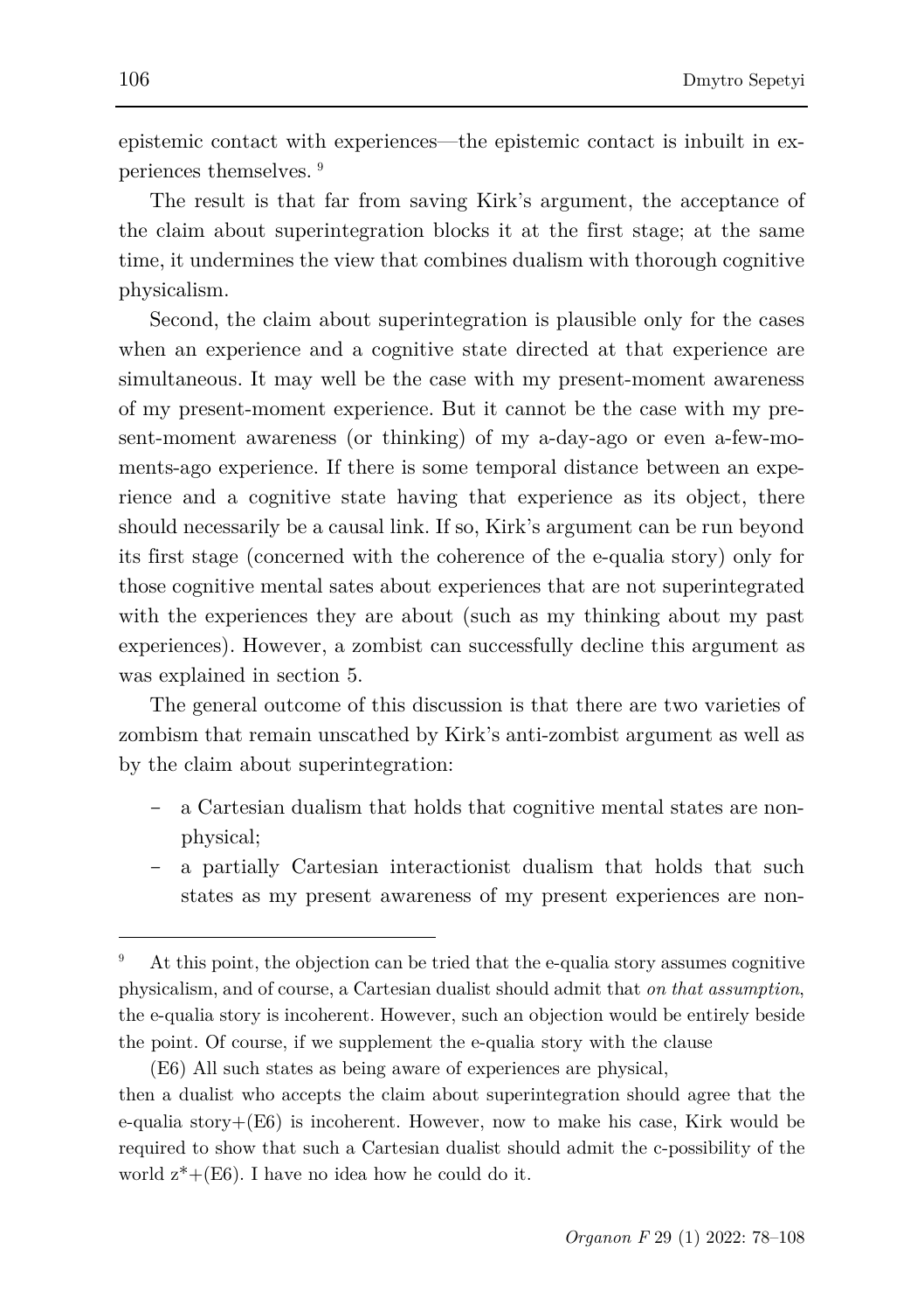epistemic contact with experiences—the epistemic contact is inbuilt in experiences themselves. [9]

The result is that far from saving Kirk's argument, the acceptance of the claim about superintegration blocks it at the first stage; at the same time, it undermines the view that combines dualism with thorough cognitive physicalism.

Second, the claim about superintegration is plausible only for the cases when an experience and a cognitive state directed at that experience are simultaneous. It may well be the case with my present-moment awareness of my present-moment experience. But it cannot be the case with my present-moment awareness (or thinking) of my a-day-ago or even a-few-moments-ago experience. If there is some temporal distance between an experience and a cognitive state having that experience as its object, there should necessarily be a causal link. If so, Kirk's argument can be run beyond its first stage (concerned with the coherence of the e-qualia story) only for those cognitive mental sates about experiences that are not superintegrated with the experiences they are about (such as my thinking about my past experiences). However, a zombist can successfully decline this argument as was explained in section 5.

The general outcome of this discussion is that there are two varieties of zombism that remain unscathed by Kirk's anti-zombist argument as well as by the claim about superintegration:

- a Cartesian dualism that holds that cognitive mental states are non-physical;
- a partially Cartesian interactionist dualism that holds that such states as my present awareness of my present experiences are non-

---

[9] At this point, the objection can be tried that the e-qualia story assumes cognitive physicalism, and of course, a Cartesian dualist should admit that *on that assumption*, the e-qualia story is incoherent. However, such an objection would be entirely beside the point. Of course, if we supplement the e-qualia story with the clause

(E6) All such states as being aware of experiences are physical,

then a dualist who accepts the claim about superintegration should agree that the e-qualia story+(E6) is incoherent. However, now to make his case, Kirk would be required to show that such a Cartesian dualist should admit the c-possibility of the world $z^*$+(E6). I have no idea how he could do it.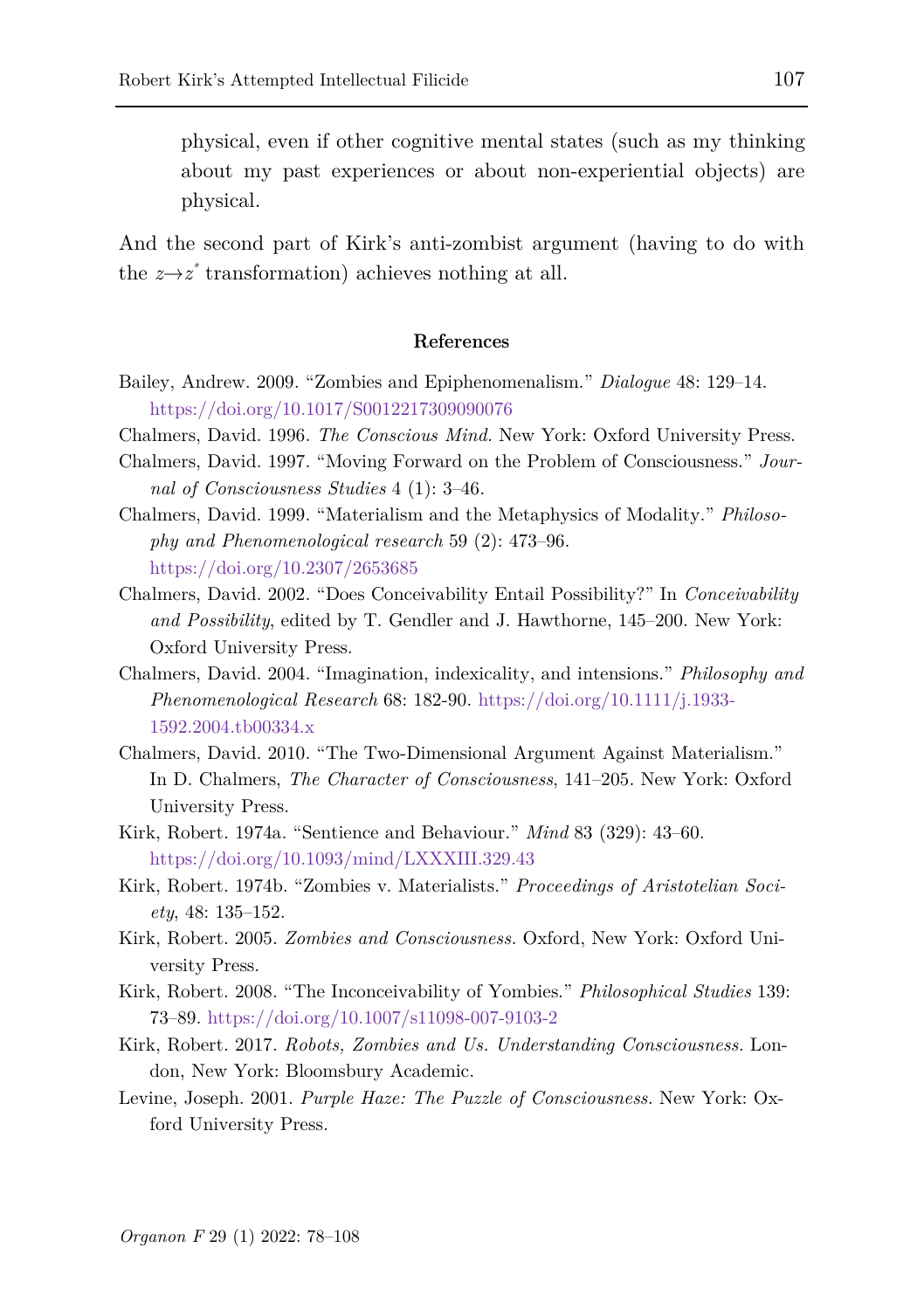physical, even if other cognitive mental states (such as my thinking about my past experiences or about non-experiential objects) are physical.

And the second part of Kirk's anti-zombist argument (having to do with the $z \rightarrow z^*$ transformation) achieves nothing at all.

## References

Bailey, Andrew. 2009. "Zombies and Epiphenomenalism." *Dialogue* 48: 129–14. https://doi.org/10.1017/S0012217309090076

Chalmers, David. 1996. *The Conscious Mind.* New York: Oxford University Press.

Chalmers, David. 1997. "Moving Forward on the Problem of Consciousness." *Journal of Consciousness Studies* 4 (1): 3–46.

Chalmers, David. 1999. "Materialism and the Metaphysics of Modality." *Philosophy and Phenomenological research* 59 (2): 473–96. https://doi.org/10.2307/2653685

Chalmers, David. 2002. "Does Conceivability Entail Possibility?" In *Conceivability and Possibility*, edited by T. Gendler and J. Hawthorne, 145–200. New York: Oxford University Press.

Chalmers, David. 2004. "Imagination, indexicality, and intensions." *Philosophy and Phenomenological Research* 68: 182-90. https://doi.org/10.1111/j.1933-1592.2004.tb00334.x

Chalmers, David. 2010. "The Two-Dimensional Argument Against Materialism." In D. Chalmers, *The Character of Consciousness*, 141–205. New York: Oxford University Press.

Kirk, Robert. 1974a. "Sentience and Behaviour." *Mind* 83 (329): 43–60. https://doi.org/10.1093/mind/LXXXIII.329.43

Kirk, Robert. 1974b. "Zombies v. Materialists." *Proceedings of Aristotelian Society*, 48: 135–152.

Kirk, Robert. 2005. *Zombies and Consciousness.* Oxford, New York: Oxford University Press.

Kirk, Robert. 2008. "The Inconceivability of Yombies." *Philosophical Studies* 139: 73–89. https://doi.org/10.1007/s11098-007-9103-2

Kirk, Robert. 2017. *Robots, Zombies and Us. Understanding Consciousness.* London, New York: Bloomsbury Academic.

Levine, Joseph. 2001. *Purple Haze: The Puzzle of Consciousness.* New York: Oxford University Press.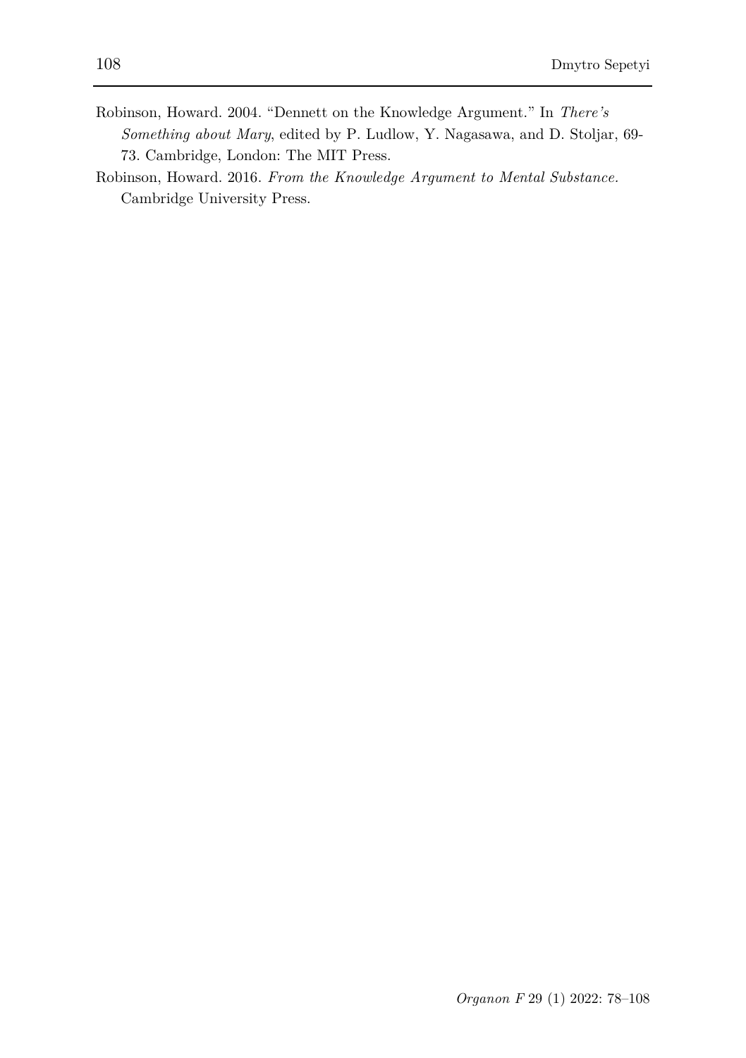Robinson, Howard. 2004. "Dennett on the Knowledge Argument." In *There's Something about Mary*, edited by P. Ludlow, Y. Nagasawa, and D. Stoljar, 69-73. Cambridge, London: The MIT Press.

Robinson, Howard. 2016. *From the Knowledge Argument to Mental Substance.* Cambridge University Press.